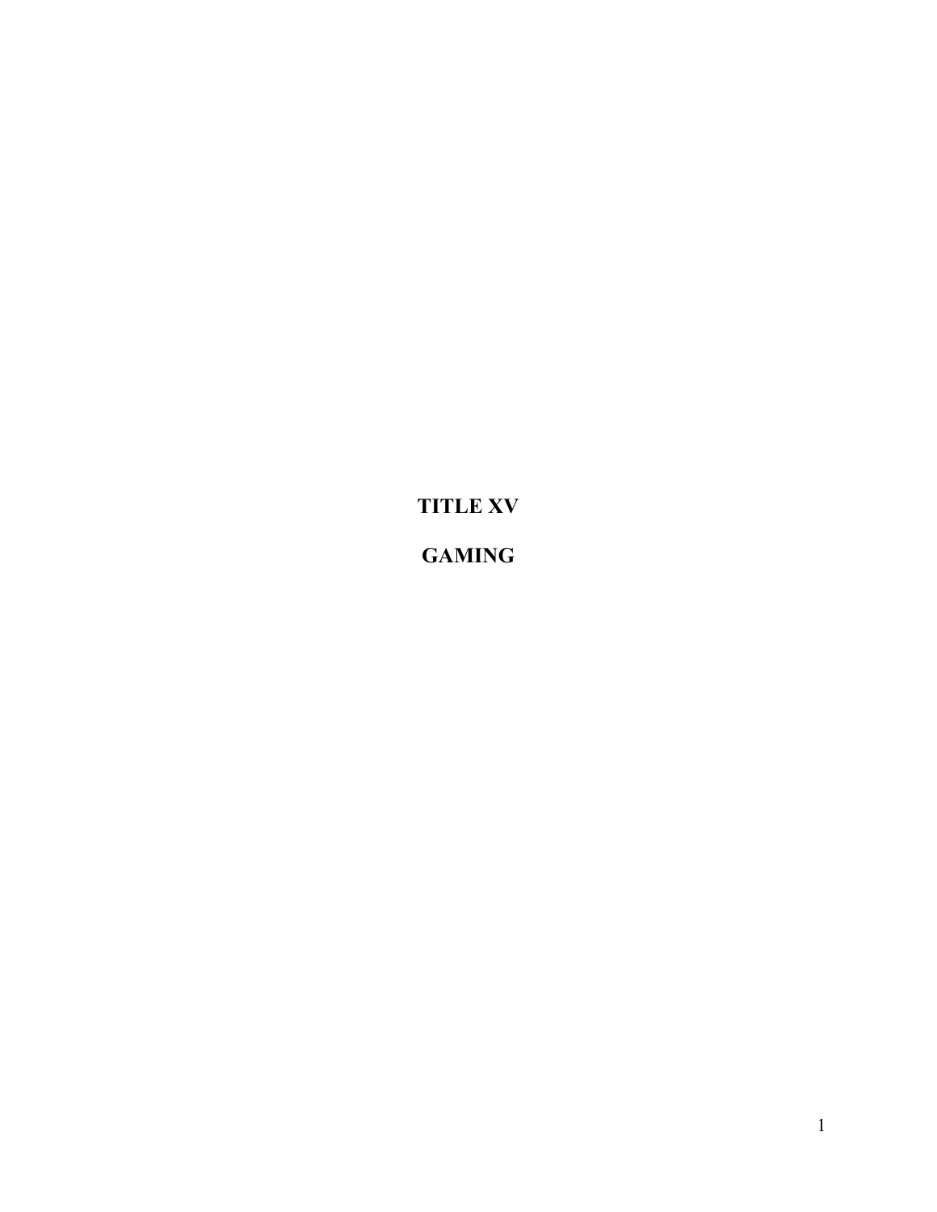# TITLE XV

# GAMING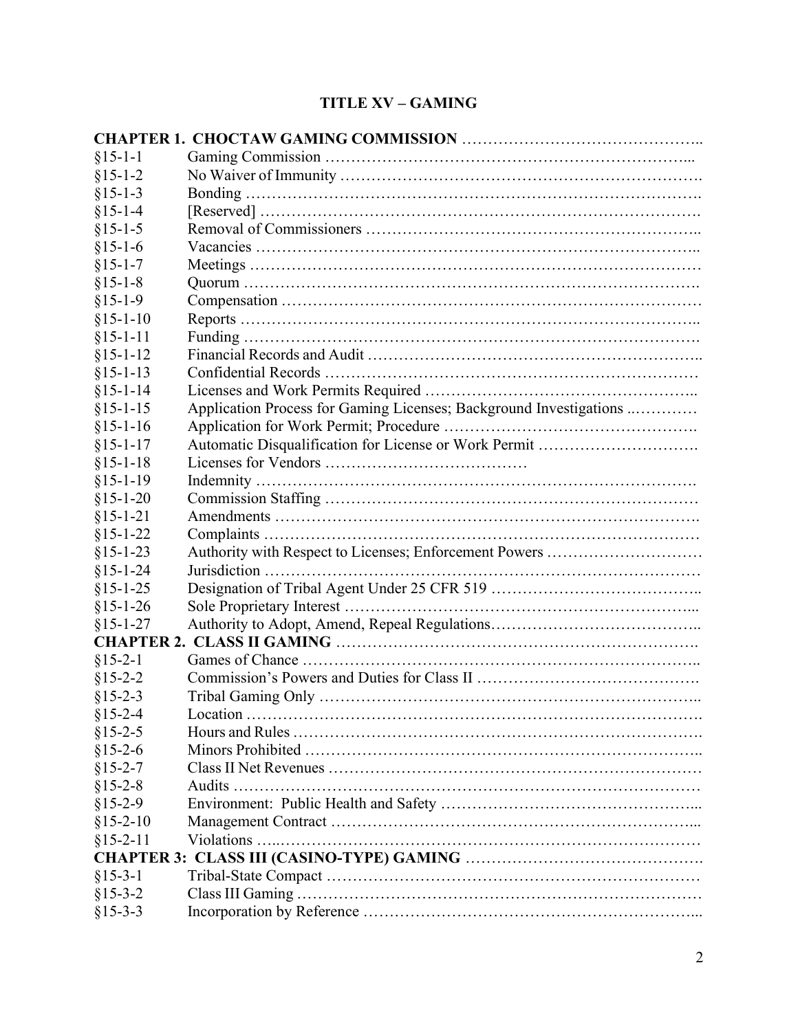# TITLE XV – GAMING

| | |
|---|---|
| **CHAPTER 1. CHOCTAW GAMING COMMISSION** | |
| §15-1-1 | Gaming Commission |
| §15-1-2 | No Waiver of Immunity |
| §15-1-3 | Bonding |
| §15-1-4 | [Reserved] |
| §15-1-5 | Removal of Commissioners |
| §15-1-6 | Vacancies |
| §15-1-7 | Meetings |
| §15-1-8 | Quorum |
| §15-1-9 | Compensation |
| §15-1-10 | Reports |
| §15-1-11 | Funding |
| §15-1-12 | Financial Records and Audit |
| §15-1-13 | Confidential Records |
| §15-1-14 | Licenses and Work Permits Required |
| §15-1-15 | Application Process for Gaming Licenses; Background Investigations |
| §15-1-16 | Application for Work Permit; Procedure |
| §15-1-17 | Automatic Disqualification for License or Work Permit |
| §15-1-18 | Licenses for Vendors |
| §15-1-19 | Indemnity |
| §15-1-20 | Commission Staffing |
| §15-1-21 | Amendments |
| §15-1-22 | Complaints |
| §15-1-23 | Authority with Respect to Licenses; Enforcement Powers |
| §15-1-24 | Jurisdiction |
| §15-1-25 | Designation of Tribal Agent Under 25 CFR 519 |
| §15-1-26 | Sole Proprietary Interest |
| §15-1-27 | Authority to Adopt, Amend, Repeal Regulations |
| **CHAPTER 2. CLASS II GAMING** | |
| §15-2-1 | Games of Chance |
| §15-2-2 | Commission's Powers and Duties for Class II |
| §15-2-3 | Tribal Gaming Only |
| §15-2-4 | Location |
| §15-2-5 | Hours and Rules |
| §15-2-6 | Minors Prohibited |
| §15-2-7 | Class II Net Revenues |
| §15-2-8 | Audits |
| §15-2-9 | Environment: Public Health and Safety |
| §15-2-10 | Management Contract |
| §15-2-11 | Violations |
| **CHAPTER 3: CLASS III (CASINO-TYPE) GAMING** | |
| §15-3-1 | Tribal-State Compact |
| §15-3-2 | Class III Gaming |
| §15-3-3 | Incorporation by Reference |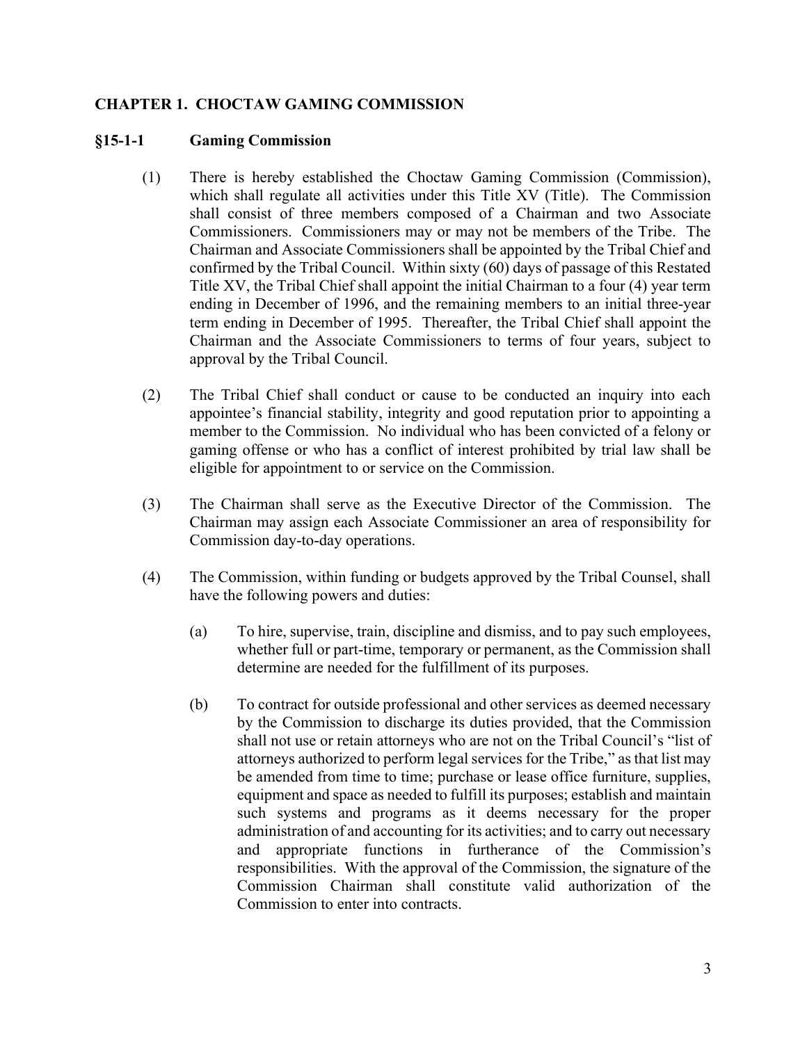## CHAPTER 1. CHOCTAW GAMING COMMISSION

### §15-1-1 Gaming Commission

(1) There is hereby established the Choctaw Gaming Commission (Commission), which shall regulate all activities under this Title XV (Title). The Commission shall consist of three members composed of a Chairman and two Associate Commissioners. Commissioners may or may not be members of the Tribe. The Chairman and Associate Commissioners shall be appointed by the Tribal Chief and confirmed by the Tribal Council. Within sixty (60) days of passage of this Restated Title XV, the Tribal Chief shall appoint the initial Chairman to a four (4) year term ending in December of 1996, and the remaining members to an initial three-year term ending in December of 1995. Thereafter, the Tribal Chief shall appoint the Chairman and the Associate Commissioners to terms of four years, subject to approval by the Tribal Council.

(2) The Tribal Chief shall conduct or cause to be conducted an inquiry into each appointee's financial stability, integrity and good reputation prior to appointing a member to the Commission. No individual who has been convicted of a felony or gaming offense or who has a conflict of interest prohibited by trial law shall be eligible for appointment to or service on the Commission.

(3) The Chairman shall serve as the Executive Director of the Commission. The Chairman may assign each Associate Commissioner an area of responsibility for Commission day-to-day operations.

(4) The Commission, within funding or budgets approved by the Tribal Counsel, shall have the following powers and duties:

(a) To hire, supervise, train, discipline and dismiss, and to pay such employees, whether full or part-time, temporary or permanent, as the Commission shall determine are needed for the fulfillment of its purposes.

(b) To contract for outside professional and other services as deemed necessary by the Commission to discharge its duties provided, that the Commission shall not use or retain attorneys who are not on the Tribal Council's "list of attorneys authorized to perform legal services for the Tribe," as that list may be amended from time to time; purchase or lease office furniture, supplies, equipment and space as needed to fulfill its purposes; establish and maintain such systems and programs as it deems necessary for the proper administration of and accounting for its activities; and to carry out necessary and appropriate functions in furtherance of the Commission's responsibilities. With the approval of the Commission, the signature of the Commission Chairman shall constitute valid authorization of the Commission to enter into contracts.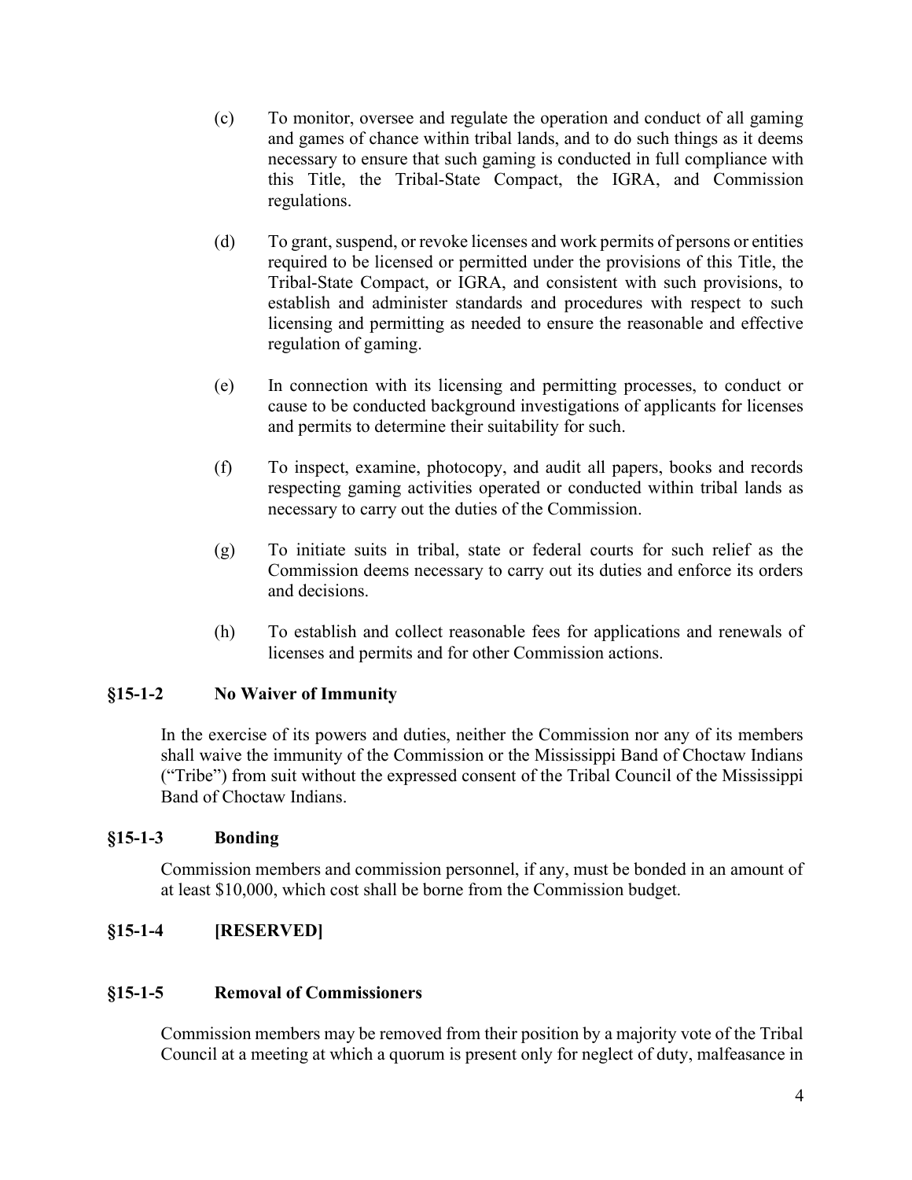(c) To monitor, oversee and regulate the operation and conduct of all gaming and games of chance within tribal lands, and to do such things as it deems necessary to ensure that such gaming is conducted in full compliance with this Title, the Tribal-State Compact, the IGRA, and Commission regulations.

(d) To grant, suspend, or revoke licenses and work permits of persons or entities required to be licensed or permitted under the provisions of this Title, the Tribal-State Compact, or IGRA, and consistent with such provisions, to establish and administer standards and procedures with respect to such licensing and permitting as needed to ensure the reasonable and effective regulation of gaming.

(e) In connection with its licensing and permitting processes, to conduct or cause to be conducted background investigations of applicants for licenses and permits to determine their suitability for such.

(f) To inspect, examine, photocopy, and audit all papers, books and records respecting gaming activities operated or conducted within tribal lands as necessary to carry out the duties of the Commission.

(g) To initiate suits in tribal, state or federal courts for such relief as the Commission deems necessary to carry out its duties and enforce its orders and decisions.

(h) To establish and collect reasonable fees for applications and renewals of licenses and permits and for other Commission actions.

### §15-1-2 No Waiver of Immunity

In the exercise of its powers and duties, neither the Commission nor any of its members shall waive the immunity of the Commission or the Mississippi Band of Choctaw Indians ("Tribe") from suit without the expressed consent of the Tribal Council of the Mississippi Band of Choctaw Indians.

### §15-1-3 Bonding

Commission members and commission personnel, if any, must be bonded in an amount of at least $10,000, which cost shall be borne from the Commission budget.

### §15-1-4 [RESERVED]

### §15-1-5 Removal of Commissioners

Commission members may be removed from their position by a majority vote of the Tribal Council at a meeting at which a quorum is present only for neglect of duty, malfeasance in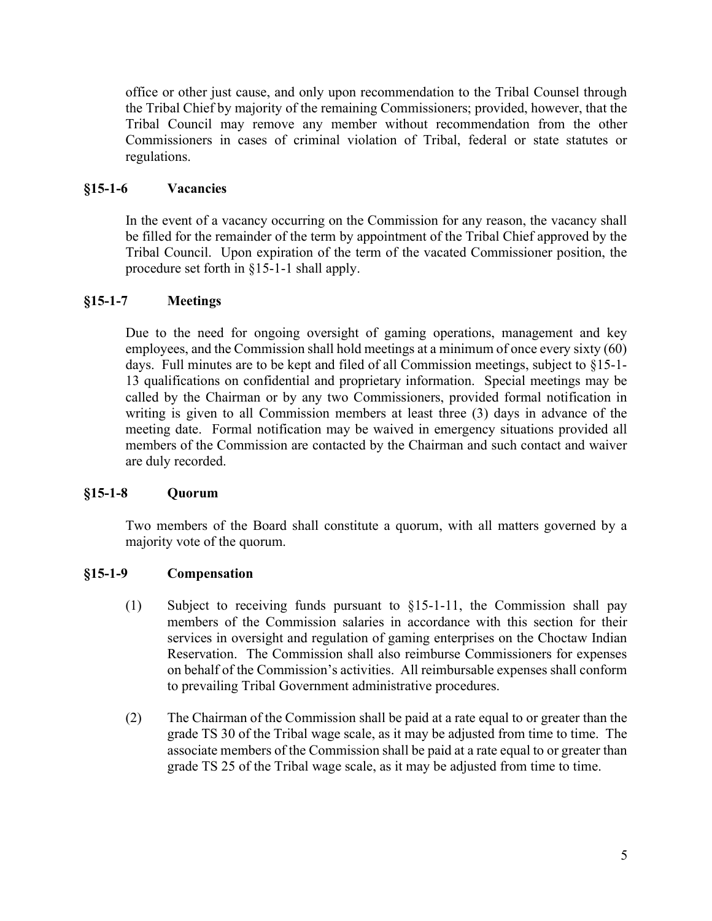office or other just cause, and only upon recommendation to the Tribal Counsel through the Tribal Chief by majority of the remaining Commissioners; provided, however, that the Tribal Council may remove any member without recommendation from the other Commissioners in cases of criminal violation of Tribal, federal or state statutes or regulations.

### §15-1-6 Vacancies

In the event of a vacancy occurring on the Commission for any reason, the vacancy shall be filled for the remainder of the term by appointment of the Tribal Chief approved by the Tribal Council. Upon expiration of the term of the vacated Commissioner position, the procedure set forth in §15-1-1 shall apply.

### §15-1-7 Meetings

Due to the need for ongoing oversight of gaming operations, management and key employees, and the Commission shall hold meetings at a minimum of once every sixty (60) days. Full minutes are to be kept and filed of all Commission meetings, subject to §15-1-13 qualifications on confidential and proprietary information. Special meetings may be called by the Chairman or by any two Commissioners, provided formal notification in writing is given to all Commission members at least three (3) days in advance of the meeting date. Formal notification may be waived in emergency situations provided all members of the Commission are contacted by the Chairman and such contact and waiver are duly recorded.

### §15-1-8 Quorum

Two members of the Board shall constitute a quorum, with all matters governed by a majority vote of the quorum.

### §15-1-9 Compensation

(1) Subject to receiving funds pursuant to §15-1-11, the Commission shall pay members of the Commission salaries in accordance with this section for their services in oversight and regulation of gaming enterprises on the Choctaw Indian Reservation. The Commission shall also reimburse Commissioners for expenses on behalf of the Commission's activities. All reimbursable expenses shall conform to prevailing Tribal Government administrative procedures.

(2) The Chairman of the Commission shall be paid at a rate equal to or greater than the grade TS 30 of the Tribal wage scale, as it may be adjusted from time to time. The associate members of the Commission shall be paid at a rate equal to or greater than grade TS 25 of the Tribal wage scale, as it may be adjusted from time to time.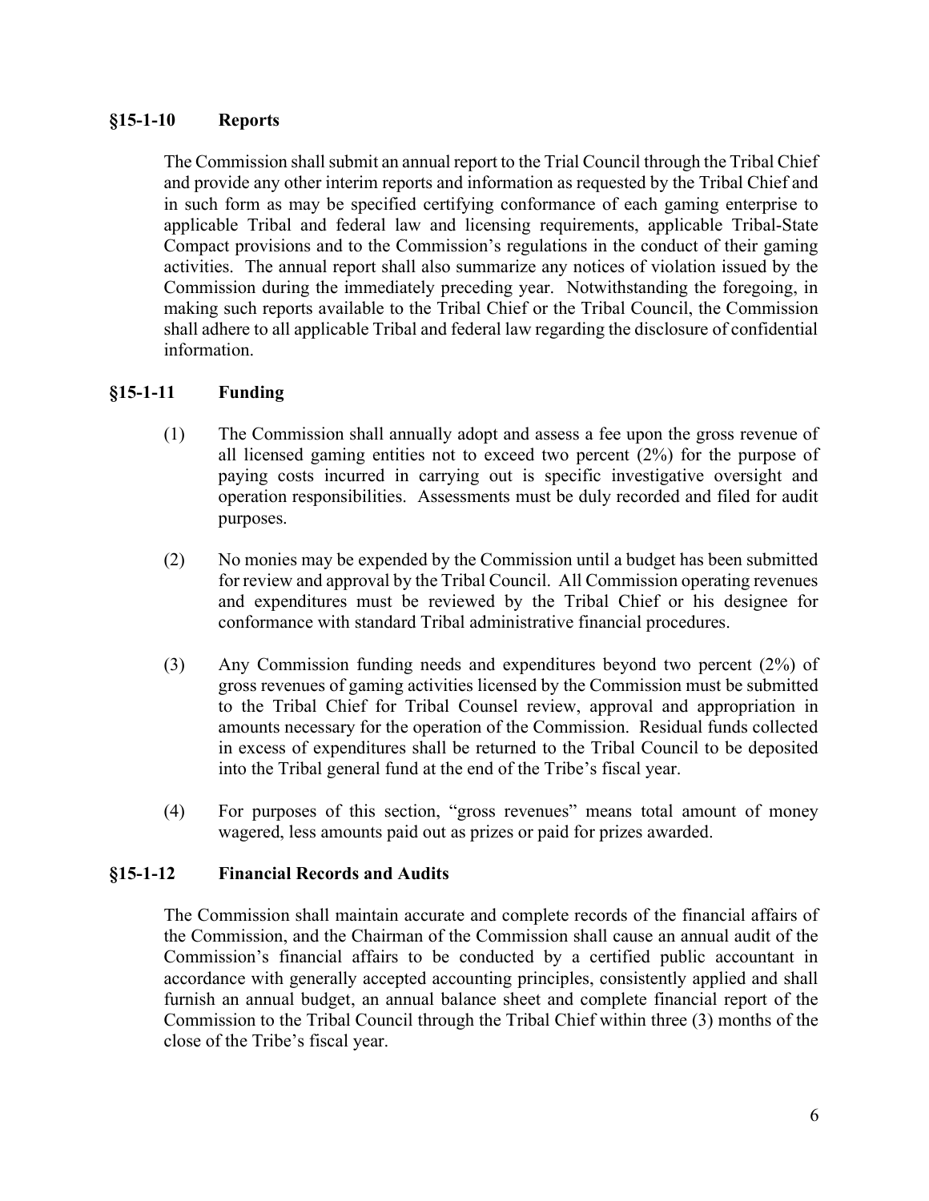### §15-1-10 Reports

The Commission shall submit an annual report to the Trial Council through the Tribal Chief and provide any other interim reports and information as requested by the Tribal Chief and in such form as may be specified certifying conformance of each gaming enterprise to applicable Tribal and federal law and licensing requirements, applicable Tribal-State Compact provisions and to the Commission's regulations in the conduct of their gaming activities. The annual report shall also summarize any notices of violation issued by the Commission during the immediately preceding year. Notwithstanding the foregoing, in making such reports available to the Tribal Chief or the Tribal Council, the Commission shall adhere to all applicable Tribal and federal law regarding the disclosure of confidential information.

### §15-1-11 Funding

(1) The Commission shall annually adopt and assess a fee upon the gross revenue of all licensed gaming entities not to exceed two percent (2%) for the purpose of paying costs incurred in carrying out is specific investigative oversight and operation responsibilities. Assessments must be duly recorded and filed for audit purposes.

(2) No monies may be expended by the Commission until a budget has been submitted for review and approval by the Tribal Council. All Commission operating revenues and expenditures must be reviewed by the Tribal Chief or his designee for conformance with standard Tribal administrative financial procedures.

(3) Any Commission funding needs and expenditures beyond two percent (2%) of gross revenues of gaming activities licensed by the Commission must be submitted to the Tribal Chief for Tribal Counsel review, approval and appropriation in amounts necessary for the operation of the Commission. Residual funds collected in excess of expenditures shall be returned to the Tribal Council to be deposited into the Tribal general fund at the end of the Tribe's fiscal year.

(4) For purposes of this section, "gross revenues" means total amount of money wagered, less amounts paid out as prizes or paid for prizes awarded.

### §15-1-12 Financial Records and Audits

The Commission shall maintain accurate and complete records of the financial affairs of the Commission, and the Chairman of the Commission shall cause an annual audit of the Commission's financial affairs to be conducted by a certified public accountant in accordance with generally accepted accounting principles, consistently applied and shall furnish an annual budget, an annual balance sheet and complete financial report of the Commission to the Tribal Council through the Tribal Chief within three (3) months of the close of the Tribe's fiscal year.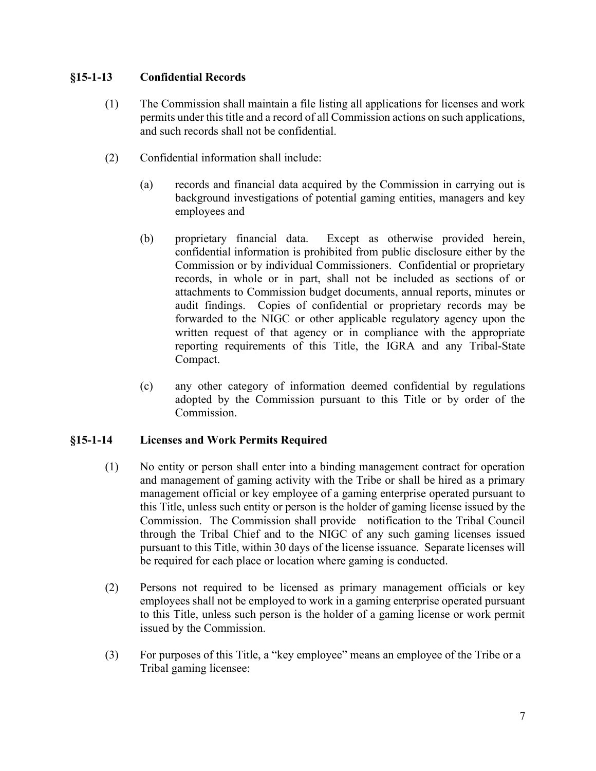### §15-1-13 Confidential Records

(1) The Commission shall maintain a file listing all applications for licenses and work permits under this title and a record of all Commission actions on such applications, and such records shall not be confidential.

(2) Confidential information shall include:

(a) records and financial data acquired by the Commission in carrying out is background investigations of potential gaming entities, managers and key employees and

(b) proprietary financial data. Except as otherwise provided herein, confidential information is prohibited from public disclosure either by the Commission or by individual Commissioners. Confidential or proprietary records, in whole or in part, shall not be included as sections of or attachments to Commission budget documents, annual reports, minutes or audit findings. Copies of confidential or proprietary records may be forwarded to the NIGC or other applicable regulatory agency upon the written request of that agency or in compliance with the appropriate reporting requirements of this Title, the IGRA and any Tribal-State Compact.

(c) any other category of information deemed confidential by regulations adopted by the Commission pursuant to this Title or by order of the Commission.

### §15-1-14 Licenses and Work Permits Required

(1) No entity or person shall enter into a binding management contract for operation and management of gaming activity with the Tribe or shall be hired as a primary management official or key employee of a gaming enterprise operated pursuant to this Title, unless such entity or person is the holder of gaming license issued by the Commission. The Commission shall provide notification to the Tribal Council through the Tribal Chief and to the NIGC of any such gaming licenses issued pursuant to this Title, within 30 days of the license issuance. Separate licenses will be required for each place or location where gaming is conducted.

(2) Persons not required to be licensed as primary management officials or key employees shall not be employed to work in a gaming enterprise operated pursuant to this Title, unless such person is the holder of a gaming license or work permit issued by the Commission.

(3) For purposes of this Title, a "key employee" means an employee of the Tribe or a Tribal gaming licensee: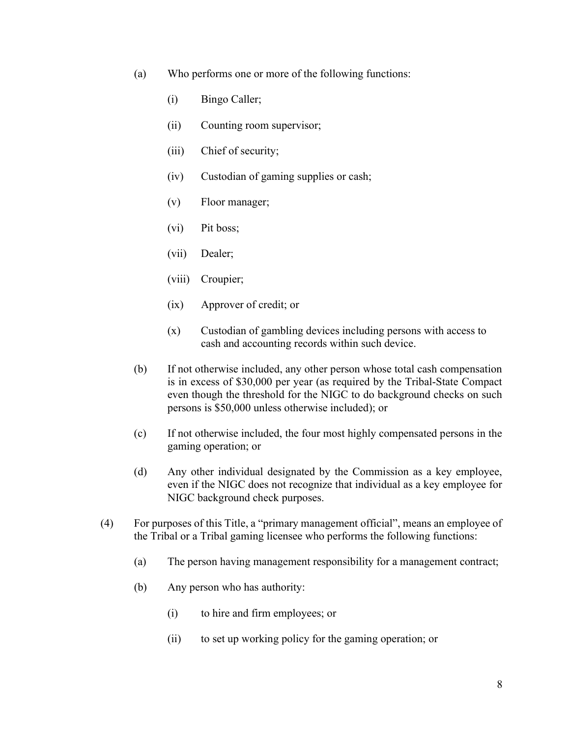(a) Who performs one or more of the following functions:

(i) Bingo Caller;

(ii) Counting room supervisor;

(iii) Chief of security;

(iv) Custodian of gaming supplies or cash;

(v) Floor manager;

(vi) Pit boss;

(vii) Dealer;

(viii) Croupier;

(ix) Approver of credit; or

(x) Custodian of gambling devices including persons with access to cash and accounting records within such device.

(b) If not otherwise included, any other person whose total cash compensation is in excess of $30,000 per year (as required by the Tribal-State Compact even though the threshold for the NIGC to do background checks on such persons is $50,000 unless otherwise included); or

(c) If not otherwise included, the four most highly compensated persons in the gaming operation; or

(d) Any other individual designated by the Commission as a key employee, even if the NIGC does not recognize that individual as a key employee for NIGC background check purposes.

(4) For purposes of this Title, a "primary management official", means an employee of the Tribal or a Tribal gaming licensee who performs the following functions:

(a) The person having management responsibility for a management contract;

(b) Any person who has authority:

(i) to hire and firm employees; or

(ii) to set up working policy for the gaming operation; or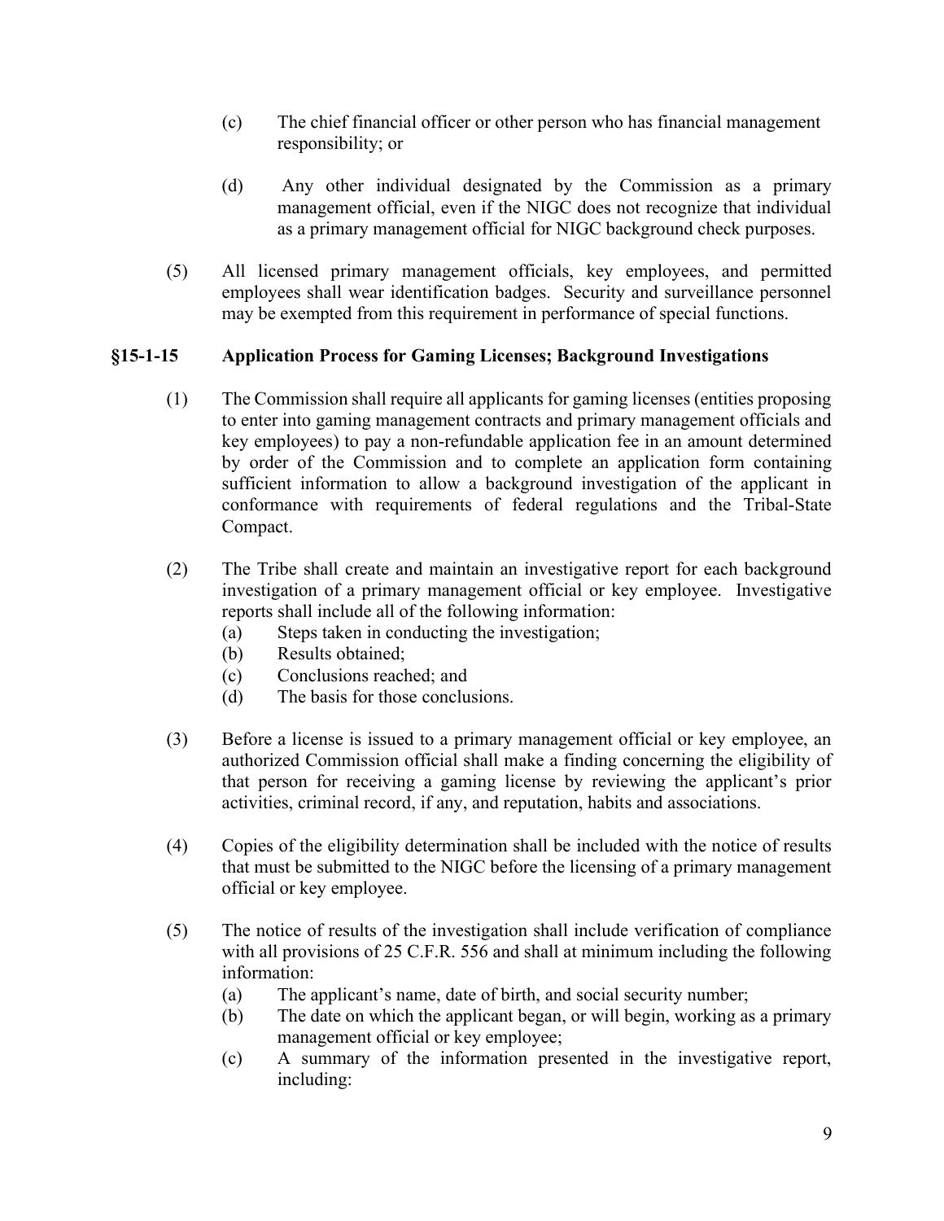(c) The chief financial officer or other person who has financial management responsibility; or

(d) Any other individual designated by the Commission as a primary management official, even if the NIGC does not recognize that individual as a primary management official for NIGC background check purposes.

(5) All licensed primary management officials, key employees, and permitted employees shall wear identification badges. Security and surveillance personnel may be exempted from this requirement in performance of special functions.

### §15-1-15 Application Process for Gaming Licenses; Background Investigations

(1) The Commission shall require all applicants for gaming licenses (entities proposing to enter into gaming management contracts and primary management officials and key employees) to pay a non-refundable application fee in an amount determined by order of the Commission and to complete an application form containing sufficient information to allow a background investigation of the applicant in conformance with requirements of federal regulations and the Tribal-State Compact.

(2) The Tribe shall create and maintain an investigative report for each background investigation of a primary management official or key employee. Investigative reports shall include all of the following information:
   (a) Steps taken in conducting the investigation;
   (b) Results obtained;
   (c) Conclusions reached; and
   (d) The basis for those conclusions.

(3) Before a license is issued to a primary management official or key employee, an authorized Commission official shall make a finding concerning the eligibility of that person for receiving a gaming license by reviewing the applicant's prior activities, criminal record, if any, and reputation, habits and associations.

(4) Copies of the eligibility determination shall be included with the notice of results that must be submitted to the NIGC before the licensing of a primary management official or key employee.

(5) The notice of results of the investigation shall include verification of compliance with all provisions of 25 C.F.R. 556 and shall at minimum including the following information:
   (a) The applicant's name, date of birth, and social security number;
   (b) The date on which the applicant began, or will begin, working as a primary management official or key employee;
   (c) A summary of the information presented in the investigative report, including: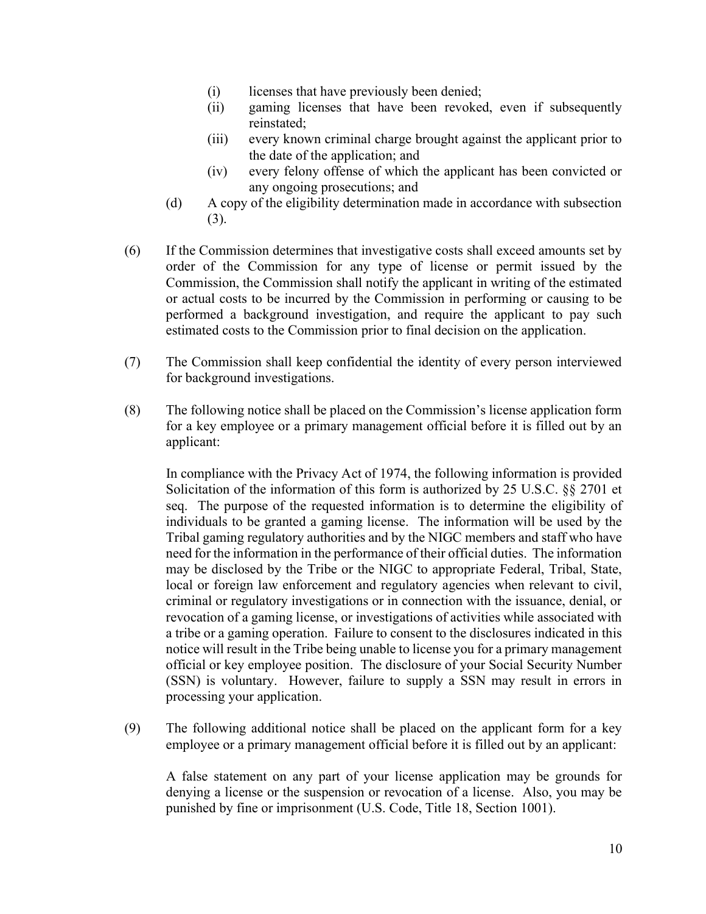- (i) licenses that have previously been denied;
- (ii) gaming licenses that have been revoked, even if subsequently reinstated;
- (iii) every known criminal charge brought against the applicant prior to the date of the application; and
- (iv) every felony offense of which the applicant has been convicted or any ongoing prosecutions; and

(d) A copy of the eligibility determination made in accordance with subsection (3).

(6) If the Commission determines that investigative costs shall exceed amounts set by order of the Commission for any type of license or permit issued by the Commission, the Commission shall notify the applicant in writing of the estimated or actual costs to be incurred by the Commission in performing or causing to be performed a background investigation, and require the applicant to pay such estimated costs to the Commission prior to final decision on the application.

(7) The Commission shall keep confidential the identity of every person interviewed for background investigations.

(8) The following notice shall be placed on the Commission's license application form for a key employee or a primary management official before it is filled out by an applicant:

In compliance with the Privacy Act of 1974, the following information is provided Solicitation of the information of this form is authorized by 25 U.S.C. §§ 2701 et seq. The purpose of the requested information is to determine the eligibility of individuals to be granted a gaming license. The information will be used by the Tribal gaming regulatory authorities and by the NIGC members and staff who have need for the information in the performance of their official duties. The information may be disclosed by the Tribe or the NIGC to appropriate Federal, Tribal, State, local or foreign law enforcement and regulatory agencies when relevant to civil, criminal or regulatory investigations or in connection with the issuance, denial, or revocation of a gaming license, or investigations of activities while associated with a tribe or a gaming operation. Failure to consent to the disclosures indicated in this notice will result in the Tribe being unable to license you for a primary management official or key employee position. The disclosure of your Social Security Number (SSN) is voluntary. However, failure to supply a SSN may result in errors in processing your application.

(9) The following additional notice shall be placed on the applicant form for a key employee or a primary management official before it is filled out by an applicant:

A false statement on any part of your license application may be grounds for denying a license or the suspension or revocation of a license. Also, you may be punished by fine or imprisonment (U.S. Code, Title 18, Section 1001).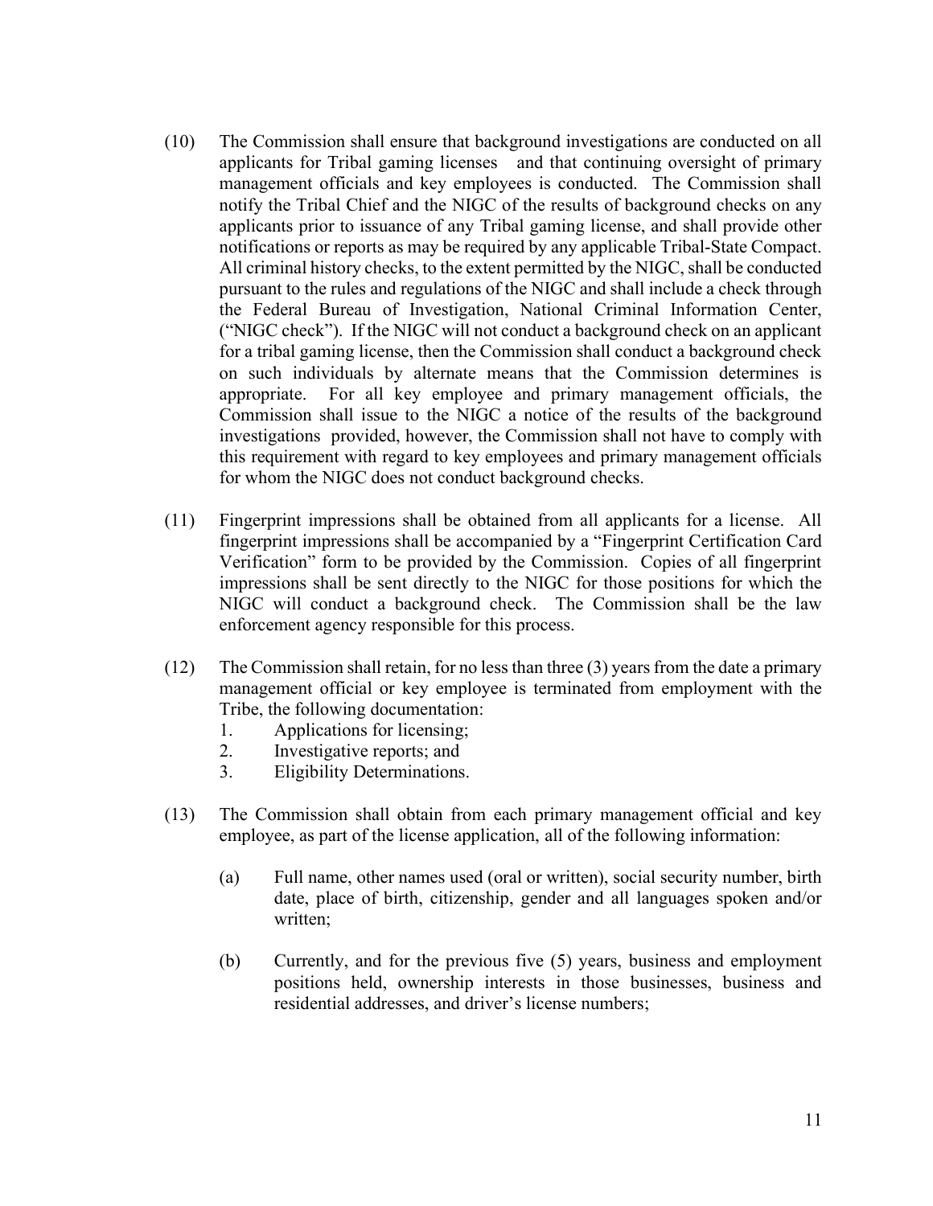(10) The Commission shall ensure that background investigations are conducted on all applicants for Tribal gaming licenses and that continuing oversight of primary management officials and key employees is conducted. The Commission shall notify the Tribal Chief and the NIGC of the results of background checks on any applicants prior to issuance of any Tribal gaming license, and shall provide other notifications or reports as may be required by any applicable Tribal-State Compact. All criminal history checks, to the extent permitted by the NIGC, shall be conducted pursuant to the rules and regulations of the NIGC and shall include a check through the Federal Bureau of Investigation, National Criminal Information Center, ("NIGC check"). If the NIGC will not conduct a background check on an applicant for a tribal gaming license, then the Commission shall conduct a background check on such individuals by alternate means that the Commission determines is appropriate. For all key employee and primary management officials, the Commission shall issue to the NIGC a notice of the results of the background investigations provided, however, the Commission shall not have to comply with this requirement with regard to key employees and primary management officials for whom the NIGC does not conduct background checks.

(11) Fingerprint impressions shall be obtained from all applicants for a license. All fingerprint impressions shall be accompanied by a "Fingerprint Certification Card Verification" form to be provided by the Commission. Copies of all fingerprint impressions shall be sent directly to the NIGC for those positions for which the NIGC will conduct a background check. The Commission shall be the law enforcement agency responsible for this process.

(12) The Commission shall retain, for no less than three (3) years from the date a primary management official or key employee is terminated from employment with the Tribe, the following documentation:
   1. Applications for licensing;
   2. Investigative reports; and
   3. Eligibility Determinations.

(13) The Commission shall obtain from each primary management official and key employee, as part of the license application, all of the following information:

   (a) Full name, other names used (oral or written), social security number, birth date, place of birth, citizenship, gender and all languages spoken and/or written;

   (b) Currently, and for the previous five (5) years, business and employment positions held, ownership interests in those businesses, business and residential addresses, and driver's license numbers;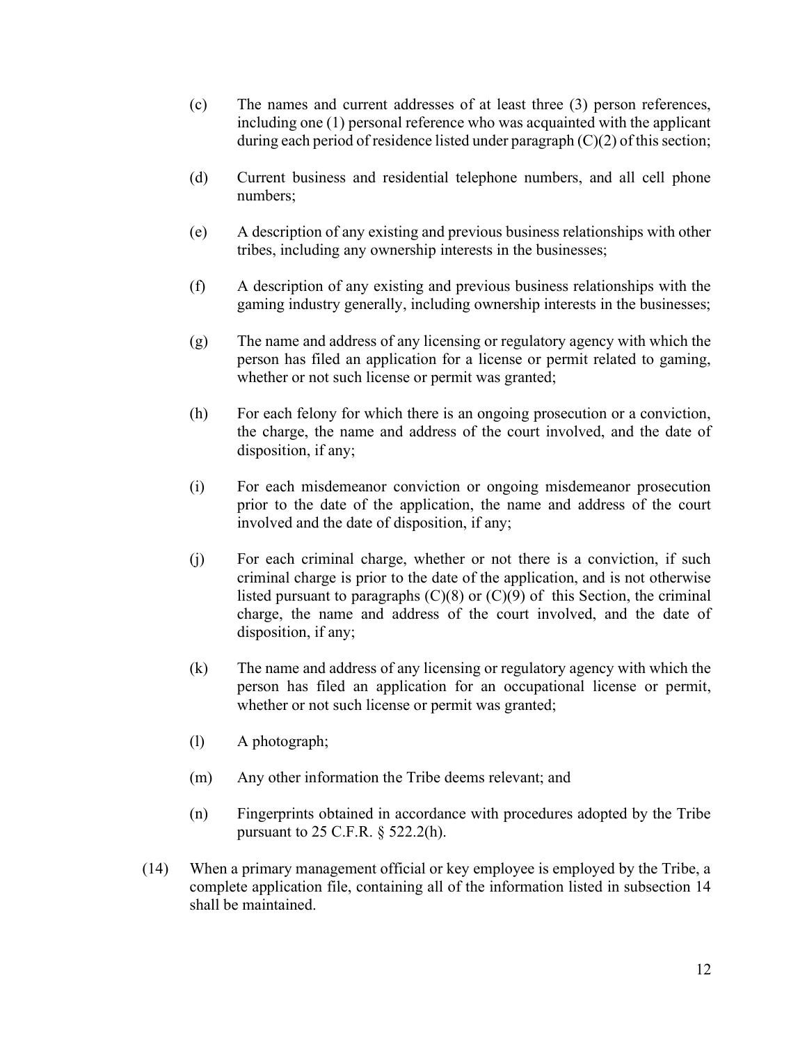(c) The names and current addresses of at least three (3) person references, including one (1) personal reference who was acquainted with the applicant during each period of residence listed under paragraph (C)(2) of this section;

(d) Current business and residential telephone numbers, and all cell phone numbers;

(e) A description of any existing and previous business relationships with other tribes, including any ownership interests in the businesses;

(f) A description of any existing and previous business relationships with the gaming industry generally, including ownership interests in the businesses;

(g) The name and address of any licensing or regulatory agency with which the person has filed an application for a license or permit related to gaming, whether or not such license or permit was granted;

(h) For each felony for which there is an ongoing prosecution or a conviction, the charge, the name and address of the court involved, and the date of disposition, if any;

(i) For each misdemeanor conviction or ongoing misdemeanor prosecution prior to the date of the application, the name and address of the court involved and the date of disposition, if any;

(j) For each criminal charge, whether or not there is a conviction, if such criminal charge is prior to the date of the application, and is not otherwise listed pursuant to paragraphs (C)(8) or (C)(9) of this Section, the criminal charge, the name and address of the court involved, and the date of disposition, if any;

(k) The name and address of any licensing or regulatory agency with which the person has filed an application for an occupational license or permit, whether or not such license or permit was granted;

(l) A photograph;

(m) Any other information the Tribe deems relevant; and

(n) Fingerprints obtained in accordance with procedures adopted by the Tribe pursuant to 25 C.F.R. § 522.2(h).

(14) When a primary management official or key employee is employed by the Tribe, a complete application file, containing all of the information listed in subsection 14 shall be maintained.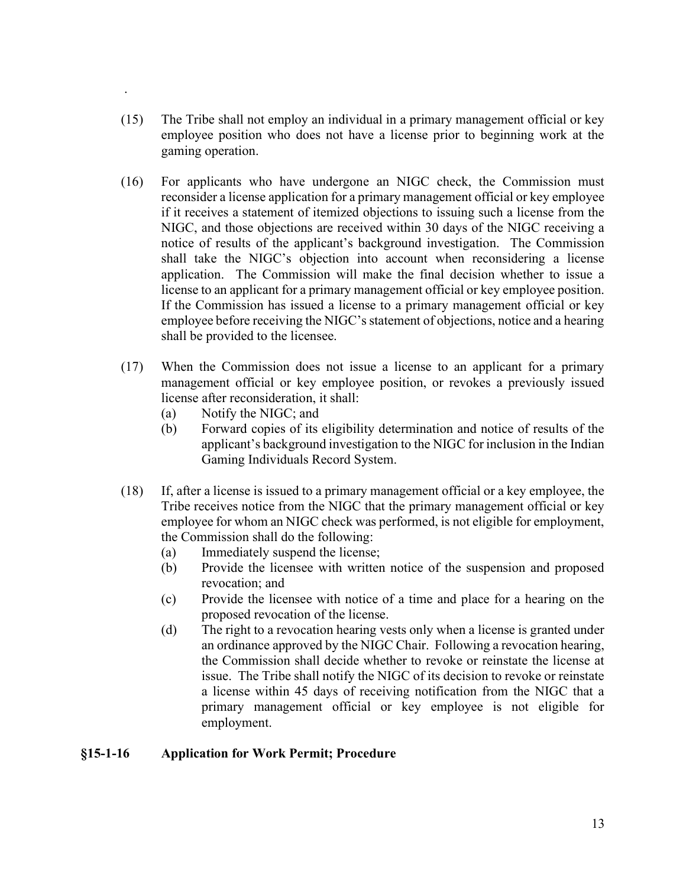(15) The Tribe shall not employ an individual in a primary management official or key employee position who does not have a license prior to beginning work at the gaming operation.

(16) For applicants who have undergone an NIGC check, the Commission must reconsider a license application for a primary management official or key employee if it receives a statement of itemized objections to issuing such a license from the NIGC, and those objections are received within 30 days of the NIGC receiving a notice of results of the applicant's background investigation. The Commission shall take the NIGC's objection into account when reconsidering a license application. The Commission will make the final decision whether to issue a license to an applicant for a primary management official or key employee position. If the Commission has issued a license to a primary management official or key employee before receiving the NIGC's statement of objections, notice and a hearing shall be provided to the licensee.

(17) When the Commission does not issue a license to an applicant for a primary management official or key employee position, or revokes a previously issued license after reconsideration, it shall:

   (a) Notify the NIGC; and
   
   (b) Forward copies of its eligibility determination and notice of results of the applicant's background investigation to the NIGC for inclusion in the Indian Gaming Individuals Record System.

(18) If, after a license is issued to a primary management official or a key employee, the Tribe receives notice from the NIGC that the primary management official or key employee for whom an NIGC check was performed, is not eligible for employment, the Commission shall do the following:

   (a) Immediately suspend the license;
   
   (b) Provide the licensee with written notice of the suspension and proposed revocation; and
   
   (c) Provide the licensee with notice of a time and place for a hearing on the proposed revocation of the license.
   
   (d) The right to a revocation hearing vests only when a license is granted under an ordinance approved by the NIGC Chair. Following a revocation hearing, the Commission shall decide whether to revoke or reinstate the license at issue. The Tribe shall notify the NIGC of its decision to revoke or reinstate a license within 45 days of receiving notification from the NIGC that a primary management official or key employee is not eligible for employment.

### §15-1-16 Application for Work Permit; Procedure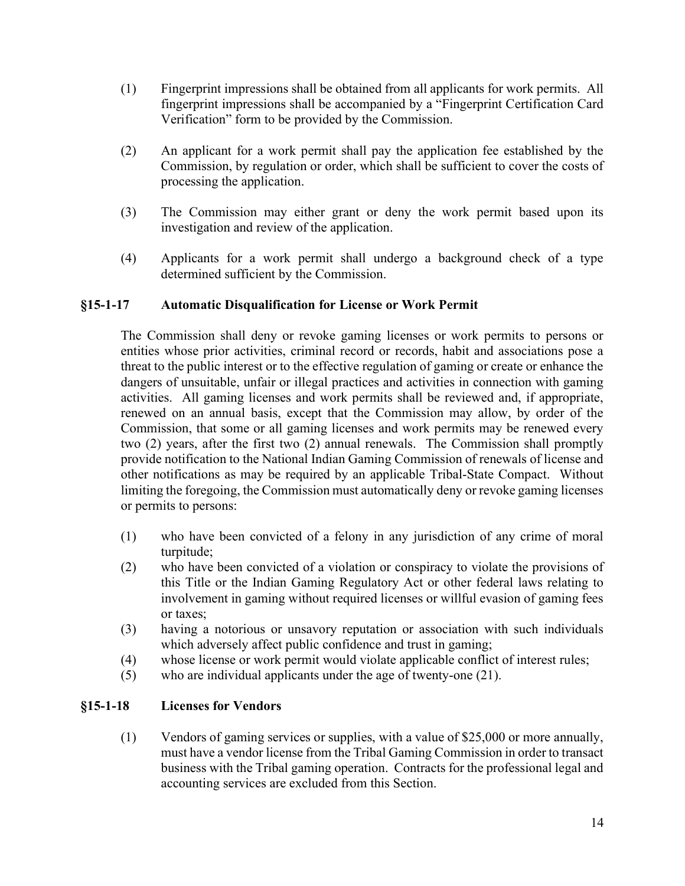(1) Fingerprint impressions shall be obtained from all applicants for work permits. All fingerprint impressions shall be accompanied by a "Fingerprint Certification Card Verification" form to be provided by the Commission.

(2) An applicant for a work permit shall pay the application fee established by the Commission, by regulation or order, which shall be sufficient to cover the costs of processing the application.

(3) The Commission may either grant or deny the work permit based upon its investigation and review of the application.

(4) Applicants for a work permit shall undergo a background check of a type determined sufficient by the Commission.

### §15-1-17 Automatic Disqualification for License or Work Permit

The Commission shall deny or revoke gaming licenses or work permits to persons or entities whose prior activities, criminal record or records, habit and associations pose a threat to the public interest or to the effective regulation of gaming or create or enhance the dangers of unsuitable, unfair or illegal practices and activities in connection with gaming activities. All gaming licenses and work permits shall be reviewed and, if appropriate, renewed on an annual basis, except that the Commission may allow, by order of the Commission, that some or all gaming licenses and work permits may be renewed every two (2) years, after the first two (2) annual renewals. The Commission shall promptly provide notification to the National Indian Gaming Commission of renewals of license and other notifications as may be required by an applicable Tribal-State Compact. Without limiting the foregoing, the Commission must automatically deny or revoke gaming licenses or permits to persons:

(1) who have been convicted of a felony in any jurisdiction of any crime of moral turpitude;
(2) who have been convicted of a violation or conspiracy to violate the provisions of this Title or the Indian Gaming Regulatory Act or other federal laws relating to involvement in gaming without required licenses or willful evasion of gaming fees or taxes;
(3) having a notorious or unsavory reputation or association with such individuals which adversely affect public confidence and trust in gaming;
(4) whose license or work permit would violate applicable conflict of interest rules;
(5) who are individual applicants under the age of twenty-one (21).

### §15-1-18 Licenses for Vendors

(1) Vendors of gaming services or supplies, with a value of $25,000 or more annually, must have a vendor license from the Tribal Gaming Commission in order to transact business with the Tribal gaming operation. Contracts for the professional legal and accounting services are excluded from this Section.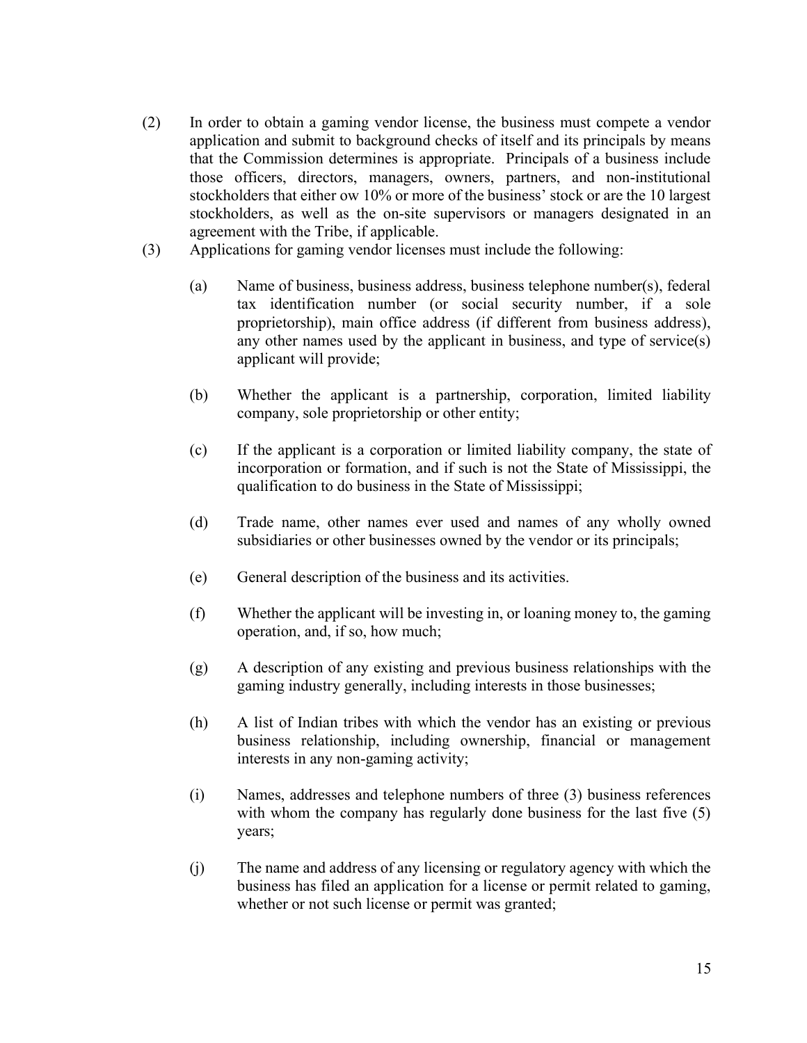(2) In order to obtain a gaming vendor license, the business must compete a vendor application and submit to background checks of itself and its principals by means that the Commission determines is appropriate. Principals of a business include those officers, directors, managers, owners, partners, and non-institutional stockholders that either ow 10% or more of the business' stock or are the 10 largest stockholders, as well as the on-site supervisors or managers designated in an agreement with the Tribe, if applicable.

(3) Applications for gaming vendor licenses must include the following:

  (a) Name of business, business address, business telephone number(s), federal tax identification number (or social security number, if a sole proprietorship), main office address (if different from business address), any other names used by the applicant in business, and type of service(s) applicant will provide;

  (b) Whether the applicant is a partnership, corporation, limited liability company, sole proprietorship or other entity;

  (c) If the applicant is a corporation or limited liability company, the state of incorporation or formation, and if such is not the State of Mississippi, the qualification to do business in the State of Mississippi;

  (d) Trade name, other names ever used and names of any wholly owned subsidiaries or other businesses owned by the vendor or its principals;

  (e) General description of the business and its activities.

  (f) Whether the applicant will be investing in, or loaning money to, the gaming operation, and, if so, how much;

  (g) A description of any existing and previous business relationships with the gaming industry generally, including interests in those businesses;

  (h) A list of Indian tribes with which the vendor has an existing or previous business relationship, including ownership, financial or management interests in any non-gaming activity;

  (i) Names, addresses and telephone numbers of three (3) business references with whom the company has regularly done business for the last five (5) years;

  (j) The name and address of any licensing or regulatory agency with which the business has filed an application for a license or permit related to gaming, whether or not such license or permit was granted;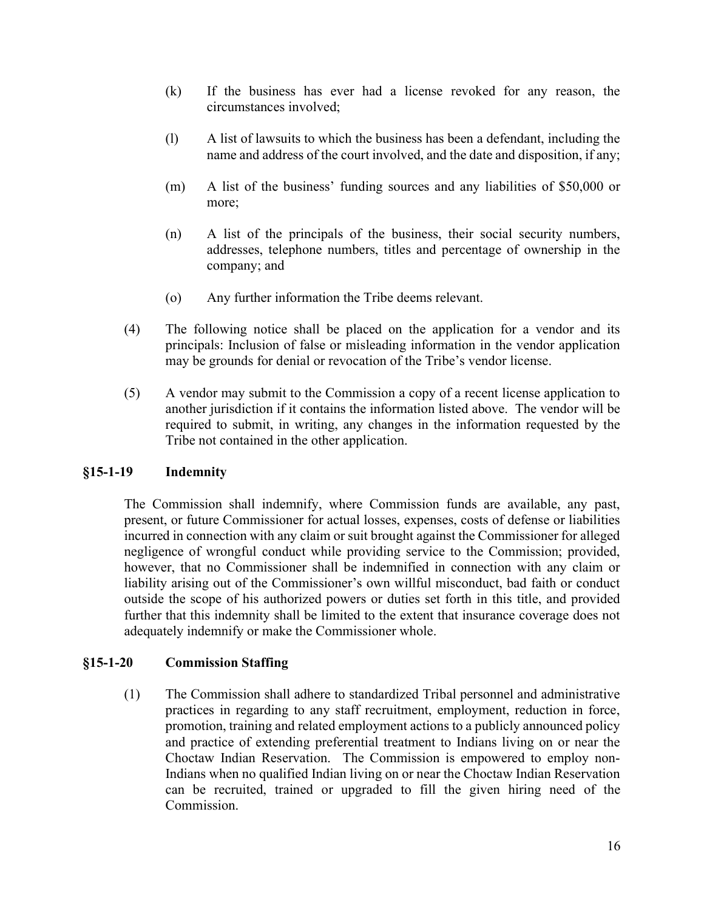(k) If the business has ever had a license revoked for any reason, the circumstances involved;

(l) A list of lawsuits to which the business has been a defendant, including the name and address of the court involved, and the date and disposition, if any;

(m) A list of the business' funding sources and any liabilities of $50,000 or more;

(n) A list of the principals of the business, their social security numbers, addresses, telephone numbers, titles and percentage of ownership in the company; and

(o) Any further information the Tribe deems relevant.

(4) The following notice shall be placed on the application for a vendor and its principals: Inclusion of false or misleading information in the vendor application may be grounds for denial or revocation of the Tribe's vendor license.

(5) A vendor may submit to the Commission a copy of a recent license application to another jurisdiction if it contains the information listed above. The vendor will be required to submit, in writing, any changes in the information requested by the Tribe not contained in the other application.

### §15-1-19 Indemnity

The Commission shall indemnify, where Commission funds are available, any past, present, or future Commissioner for actual losses, expenses, costs of defense or liabilities incurred in connection with any claim or suit brought against the Commissioner for alleged negligence of wrongful conduct while providing service to the Commission; provided, however, that no Commissioner shall be indemnified in connection with any claim or liability arising out of the Commissioner's own willful misconduct, bad faith or conduct outside the scope of his authorized powers or duties set forth in this title, and provided further that this indemnity shall be limited to the extent that insurance coverage does not adequately indemnify or make the Commissioner whole.

### §15-1-20 Commission Staffing

(1) The Commission shall adhere to standardized Tribal personnel and administrative practices in regarding to any staff recruitment, employment, reduction in force, promotion, training and related employment actions to a publicly announced policy and practice of extending preferential treatment to Indians living on or near the Choctaw Indian Reservation. The Commission is empowered to employ non-Indians when no qualified Indian living on or near the Choctaw Indian Reservation can be recruited, trained or upgraded to fill the given hiring need of the Commission.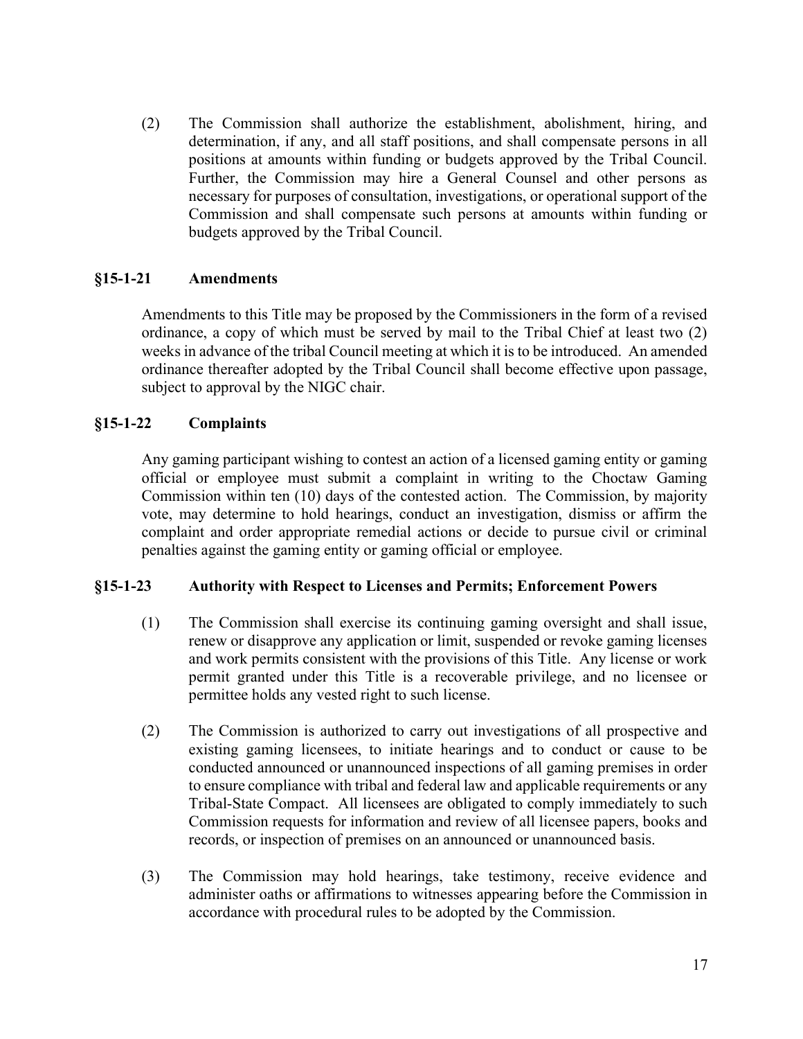(2) The Commission shall authorize the establishment, abolishment, hiring, and determination, if any, and all staff positions, and shall compensate persons in all positions at amounts within funding or budgets approved by the Tribal Council. Further, the Commission may hire a General Counsel and other persons as necessary for purposes of consultation, investigations, or operational support of the Commission and shall compensate such persons at amounts within funding or budgets approved by the Tribal Council.

### §15-1-21 Amendments

Amendments to this Title may be proposed by the Commissioners in the form of a revised ordinance, a copy of which must be served by mail to the Tribal Chief at least two (2) weeks in advance of the tribal Council meeting at which it is to be introduced. An amended ordinance thereafter adopted by the Tribal Council shall become effective upon passage, subject to approval by the NIGC chair.

### §15-1-22 Complaints

Any gaming participant wishing to contest an action of a licensed gaming entity or gaming official or employee must submit a complaint in writing to the Choctaw Gaming Commission within ten (10) days of the contested action. The Commission, by majority vote, may determine to hold hearings, conduct an investigation, dismiss or affirm the complaint and order appropriate remedial actions or decide to pursue civil or criminal penalties against the gaming entity or gaming official or employee.

### §15-1-23 Authority with Respect to Licenses and Permits; Enforcement Powers

(1) The Commission shall exercise its continuing gaming oversight and shall issue, renew or disapprove any application or limit, suspended or revoke gaming licenses and work permits consistent with the provisions of this Title. Any license or work permit granted under this Title is a recoverable privilege, and no licensee or permittee holds any vested right to such license.

(2) The Commission is authorized to carry out investigations of all prospective and existing gaming licensees, to initiate hearings and to conduct or cause to be conducted announced or unannounced inspections of all gaming premises in order to ensure compliance with tribal and federal law and applicable requirements or any Tribal-State Compact. All licensees are obligated to comply immediately to such Commission requests for information and review of all licensee papers, books and records, or inspection of premises on an announced or unannounced basis.

(3) The Commission may hold hearings, take testimony, receive evidence and administer oaths or affirmations to witnesses appearing before the Commission in accordance with procedural rules to be adopted by the Commission.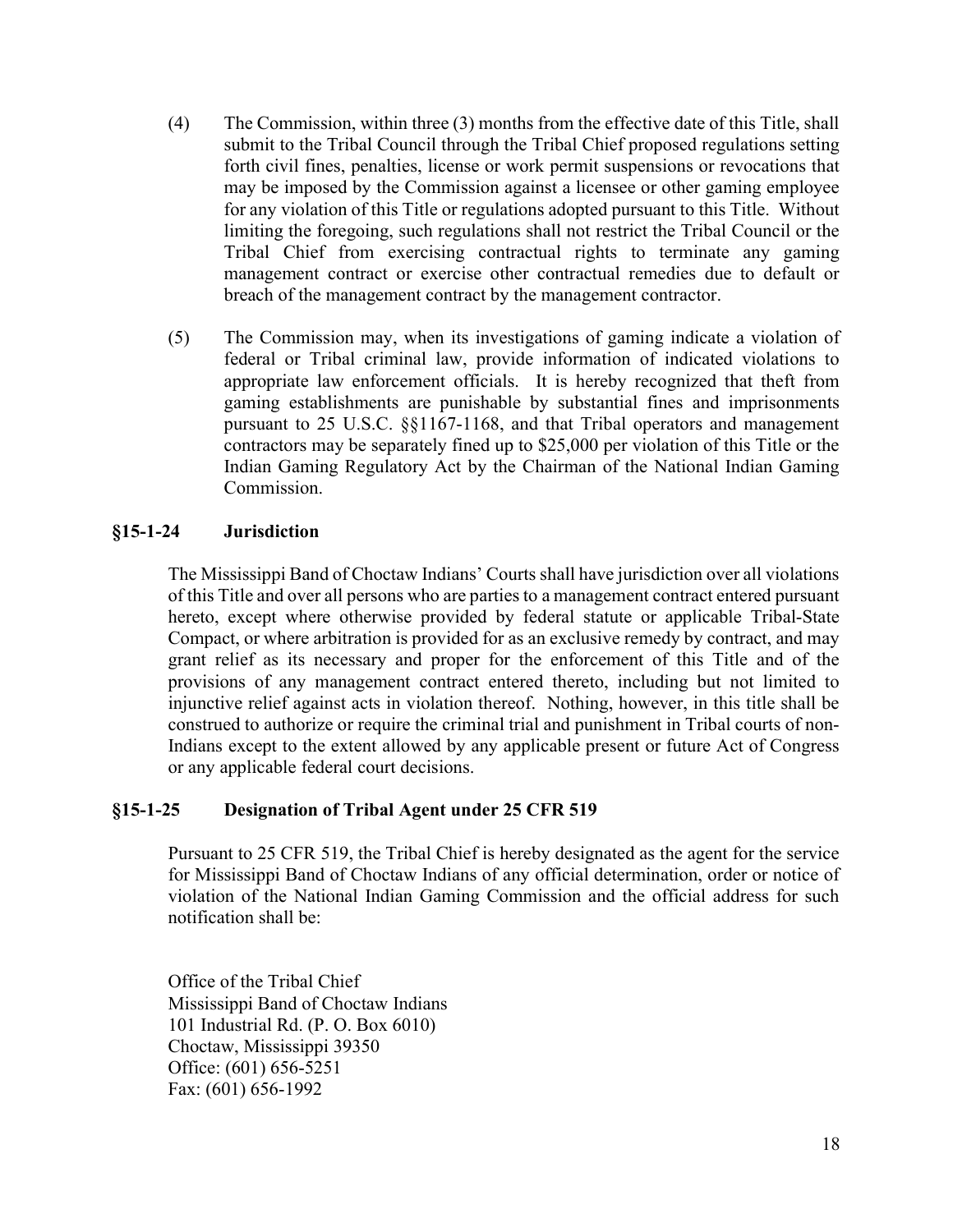(4) The Commission, within three (3) months from the effective date of this Title, shall submit to the Tribal Council through the Tribal Chief proposed regulations setting forth civil fines, penalties, license or work permit suspensions or revocations that may be imposed by the Commission against a licensee or other gaming employee for any violation of this Title or regulations adopted pursuant to this Title. Without limiting the foregoing, such regulations shall not restrict the Tribal Council or the Tribal Chief from exercising contractual rights to terminate any gaming management contract or exercise other contractual remedies due to default or breach of the management contract by the management contractor.

(5) The Commission may, when its investigations of gaming indicate a violation of federal or Tribal criminal law, provide information of indicated violations to appropriate law enforcement officials. It is hereby recognized that theft from gaming establishments are punishable by substantial fines and imprisonments pursuant to 25 U.S.C. §§1167-1168, and that Tribal operators and management contractors may be separately fined up to $25,000 per violation of this Title or the Indian Gaming Regulatory Act by the Chairman of the National Indian Gaming Commission.

### §15-1-24 Jurisdiction

The Mississippi Band of Choctaw Indians' Courts shall have jurisdiction over all violations of this Title and over all persons who are parties to a management contract entered pursuant hereto, except where otherwise provided by federal statute or applicable Tribal-State Compact, or where arbitration is provided for as an exclusive remedy by contract, and may grant relief as its necessary and proper for the enforcement of this Title and of the provisions of any management contract entered thereto, including but not limited to injunctive relief against acts in violation thereof. Nothing, however, in this title shall be construed to authorize or require the criminal trial and punishment in Tribal courts of non-Indians except to the extent allowed by any applicable present or future Act of Congress or any applicable federal court decisions.

### §15-1-25 Designation of Tribal Agent under 25 CFR 519

Pursuant to 25 CFR 519, the Tribal Chief is hereby designated as the agent for the service for Mississippi Band of Choctaw Indians of any official determination, order or notice of violation of the National Indian Gaming Commission and the official address for such notification shall be:

Office of the Tribal Chief
Mississippi Band of Choctaw Indians
101 Industrial Rd. (P. O. Box 6010)
Choctaw, Mississippi 39350
Office: (601) 656-5251
Fax: (601) 656-1992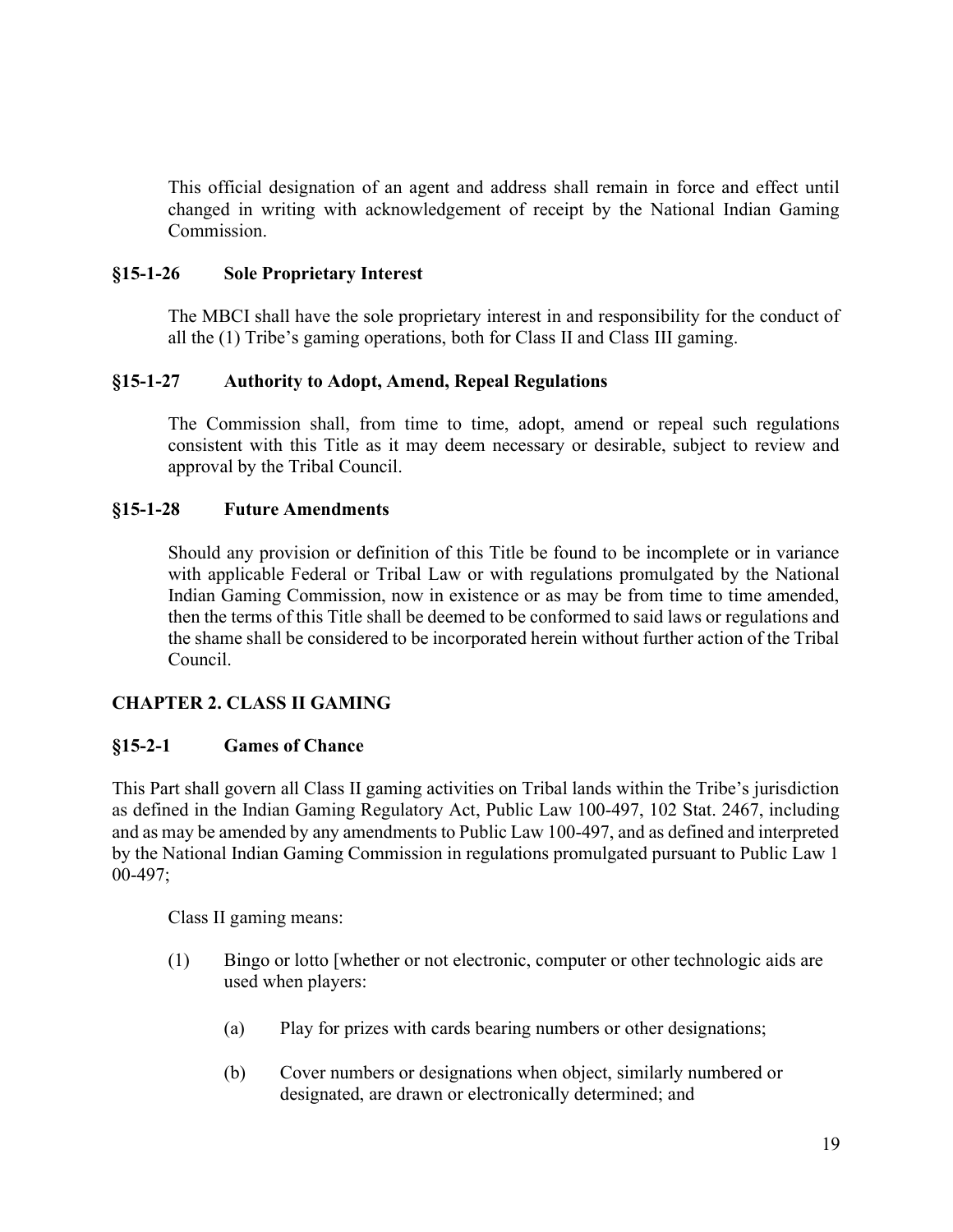This official designation of an agent and address shall remain in force and effect until changed in writing with acknowledgement of receipt by the National Indian Gaming Commission.

### §15-1-26 Sole Proprietary Interest

The MBCI shall have the sole proprietary interest in and responsibility for the conduct of all the (1) Tribe's gaming operations, both for Class II and Class III gaming.

### §15-1-27 Authority to Adopt, Amend, Repeal Regulations

The Commission shall, from time to time, adopt, amend or repeal such regulations consistent with this Title as it may deem necessary or desirable, subject to review and approval by the Tribal Council.

### §15-1-28 Future Amendments

Should any provision or definition of this Title be found to be incomplete or in variance with applicable Federal or Tribal Law or with regulations promulgated by the National Indian Gaming Commission, now in existence or as may be from time to time amended, then the terms of this Title shall be deemed to be conformed to said laws or regulations and the shame shall be considered to be incorporated herein without further action of the Tribal Council.

## CHAPTER 2. CLASS II GAMING

### §15-2-1 Games of Chance

This Part shall govern all Class II gaming activities on Tribal lands within the Tribe's jurisdiction as defined in the Indian Gaming Regulatory Act, Public Law 100-497, 102 Stat. 2467, including and as may be amended by any amendments to Public Law 100-497, and as defined and interpreted by the National Indian Gaming Commission in regulations promulgated pursuant to Public Law 1 00-497;

Class II gaming means:

(1) Bingo or lotto [whether or not electronic, computer or other technologic aids are used when players:

  (a) Play for prizes with cards bearing numbers or other designations;

  (b) Cover numbers or designations when object, similarly numbered or designated, are drawn or electronically determined; and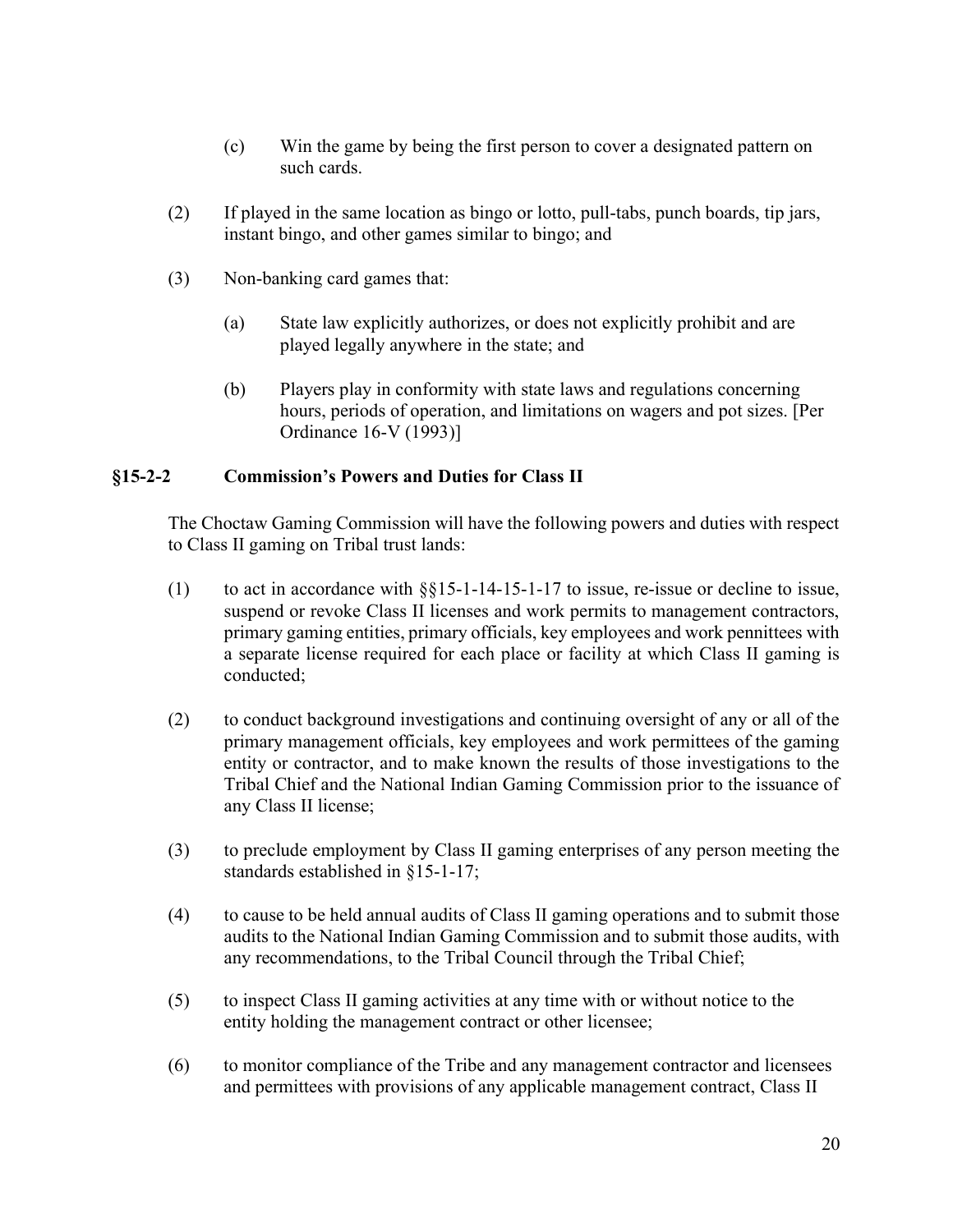(c) Win the game by being the first person to cover a designated pattern on such cards.

(2) If played in the same location as bingo or lotto, pull-tabs, punch boards, tip jars, instant bingo, and other games similar to bingo; and

(3) Non-banking card games that:

(a) State law explicitly authorizes, or does not explicitly prohibit and are played legally anywhere in the state; and

(b) Players play in conformity with state laws and regulations concerning hours, periods of operation, and limitations on wagers and pot sizes. [Per Ordinance 16-V (1993)]

### §15-2-2 Commission's Powers and Duties for Class II

The Choctaw Gaming Commission will have the following powers and duties with respect to Class II gaming on Tribal trust lands:

(1) to act in accordance with §§15-1-14-15-1-17 to issue, re-issue or decline to issue, suspend or revoke Class II licenses and work permits to management contractors, primary gaming entities, primary officials, key employees and work pennittees with a separate license required for each place or facility at which Class II gaming is conducted;

(2) to conduct background investigations and continuing oversight of any or all of the primary management officials, key employees and work permittees of the gaming entity or contractor, and to make known the results of those investigations to the Tribal Chief and the National Indian Gaming Commission prior to the issuance of any Class II license;

(3) to preclude employment by Class II gaming enterprises of any person meeting the standards established in §15-1-17;

(4) to cause to be held annual audits of Class II gaming operations and to submit those audits to the National Indian Gaming Commission and to submit those audits, with any recommendations, to the Tribal Council through the Tribal Chief;

(5) to inspect Class II gaming activities at any time with or without notice to the entity holding the management contract or other licensee;

(6) to monitor compliance of the Tribe and any management contractor and licensees and permittees with provisions of any applicable management contract, Class II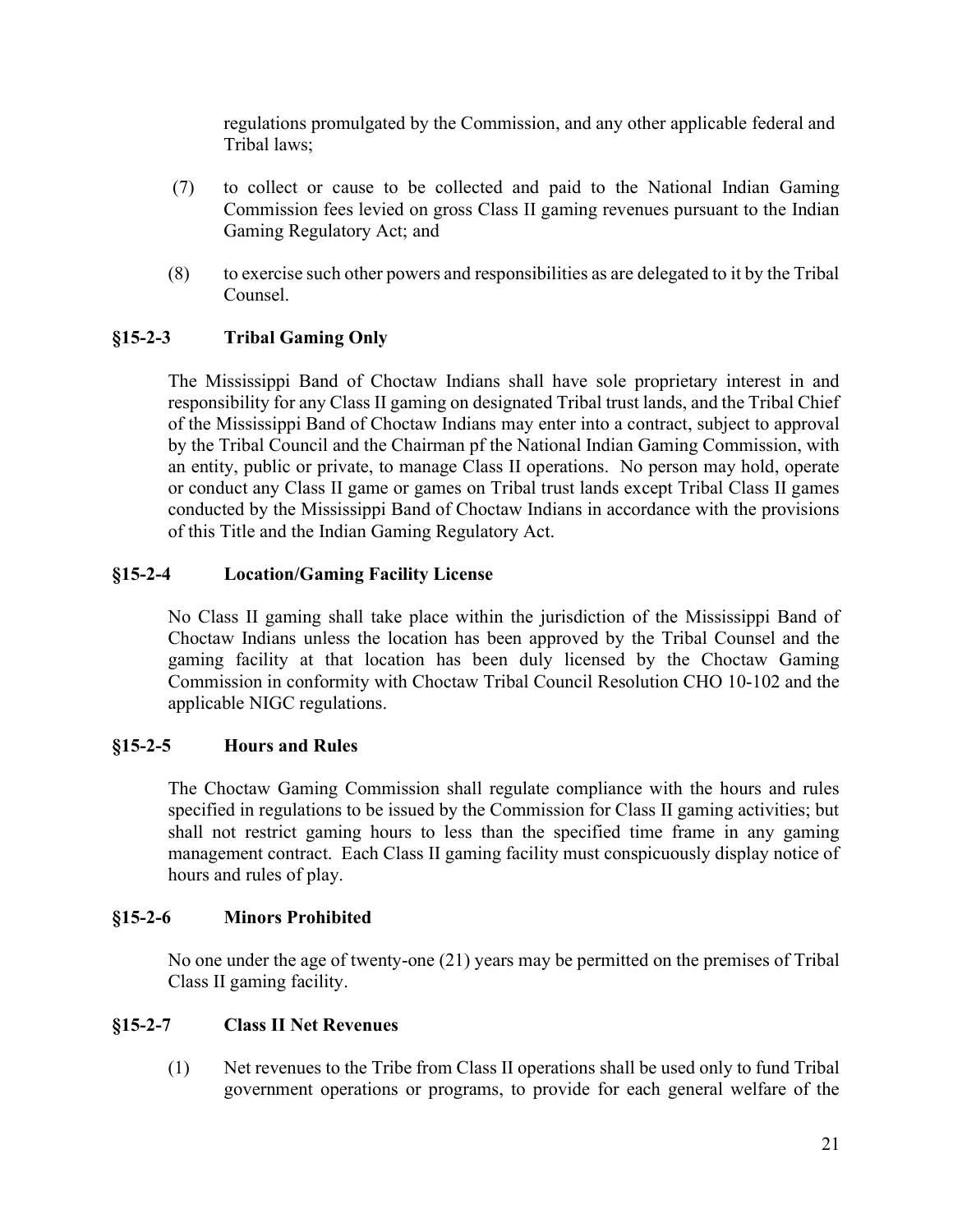regulations promulgated by the Commission, and any other applicable federal and Tribal laws;

(7) to collect or cause to be collected and paid to the National Indian Gaming Commission fees levied on gross Class II gaming revenues pursuant to the Indian Gaming Regulatory Act; and

(8) to exercise such other powers and responsibilities as are delegated to it by the Tribal Counsel.

### §15-2-3 Tribal Gaming Only

The Mississippi Band of Choctaw Indians shall have sole proprietary interest in and responsibility for any Class II gaming on designated Tribal trust lands, and the Tribal Chief of the Mississippi Band of Choctaw Indians may enter into a contract, subject to approval by the Tribal Council and the Chairman pf the National Indian Gaming Commission, with an entity, public or private, to manage Class II operations. No person may hold, operate or conduct any Class II game or games on Tribal trust lands except Tribal Class II games conducted by the Mississippi Band of Choctaw Indians in accordance with the provisions of this Title and the Indian Gaming Regulatory Act.

### §15-2-4 Location/Gaming Facility License

No Class II gaming shall take place within the jurisdiction of the Mississippi Band of Choctaw Indians unless the location has been approved by the Tribal Counsel and the gaming facility at that location has been duly licensed by the Choctaw Gaming Commission in conformity with Choctaw Tribal Council Resolution CHO 10-102 and the applicable NIGC regulations.

### §15-2-5 Hours and Rules

The Choctaw Gaming Commission shall regulate compliance with the hours and rules specified in regulations to be issued by the Commission for Class II gaming activities; but shall not restrict gaming hours to less than the specified time frame in any gaming management contract. Each Class II gaming facility must conspicuously display notice of hours and rules of play.

### §15-2-6 Minors Prohibited

No one under the age of twenty-one (21) years may be permitted on the premises of Tribal Class II gaming facility.

### §15-2-7 Class II Net Revenues

(1) Net revenues to the Tribe from Class II operations shall be used only to fund Tribal government operations or programs, to provide for each general welfare of the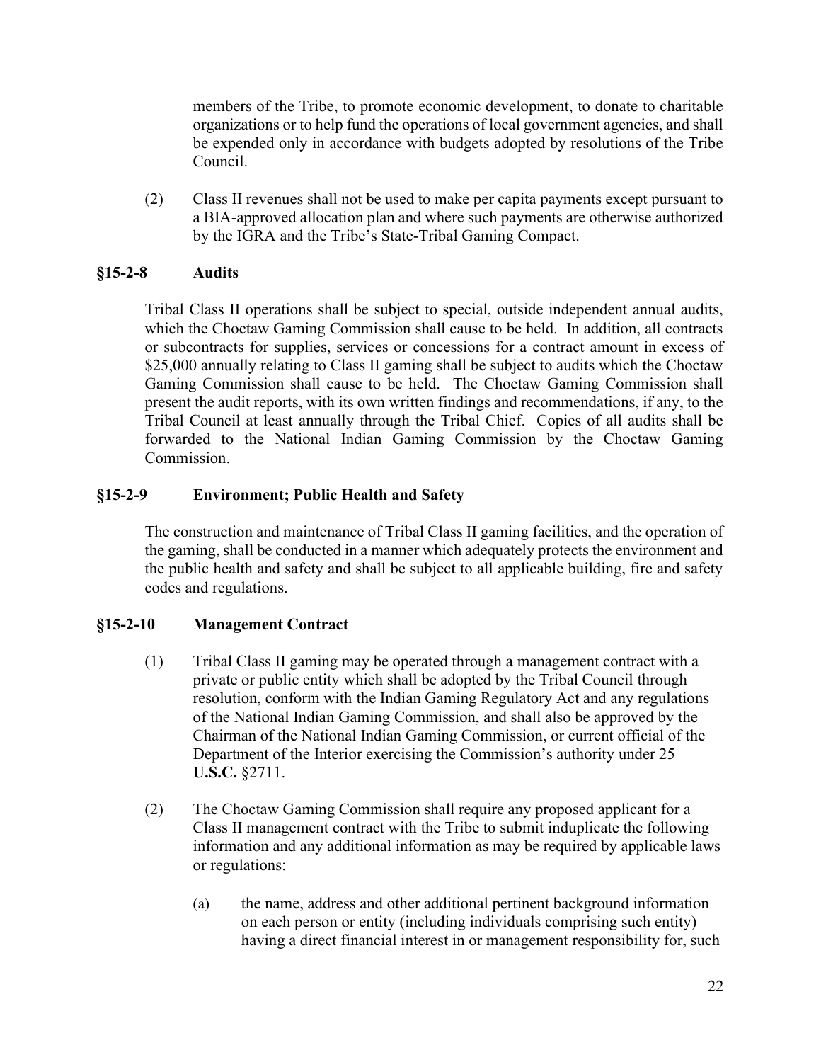members of the Tribe, to promote economic development, to donate to charitable organizations or to help fund the operations of local government agencies, and shall be expended only in accordance with budgets adopted by resolutions of the Tribe Council.

(2) Class II revenues shall not be used to make per capita payments except pursuant to a BIA-approved allocation plan and where such payments are otherwise authorized by the IGRA and the Tribe's State-Tribal Gaming Compact.

### §15-2-8 Audits

Tribal Class II operations shall be subject to special, outside independent annual audits, which the Choctaw Gaming Commission shall cause to be held. In addition, all contracts or subcontracts for supplies, services or concessions for a contract amount in excess of $25,000 annually relating to Class II gaming shall be subject to audits which the Choctaw Gaming Commission shall cause to be held. The Choctaw Gaming Commission shall present the audit reports, with its own written findings and recommendations, if any, to the Tribal Council at least annually through the Tribal Chief. Copies of all audits shall be forwarded to the National Indian Gaming Commission by the Choctaw Gaming Commission.

### §15-2-9 Environment; Public Health and Safety

The construction and maintenance of Tribal Class II gaming facilities, and the operation of the gaming, shall be conducted in a manner which adequately protects the environment and the public health and safety and shall be subject to all applicable building, fire and safety codes and regulations.

### §15-2-10 Management Contract

(1) Tribal Class II gaming may be operated through a management contract with a private or public entity which shall be adopted by the Tribal Council through resolution, conform with the Indian Gaming Regulatory Act and any regulations of the National Indian Gaming Commission, and shall also be approved by the Chairman of the National Indian Gaming Commission, or current official of the Department of the Interior exercising the Commission's authority under 25 **U.S.C.** §2711.

(2) The Choctaw Gaming Commission shall require any proposed applicant for a Class II management contract with the Tribe to submit induplicate the following information and any additional information as may be required by applicable laws or regulations:

(a) the name, address and other additional pertinent background information on each person or entity (including individuals comprising such entity) having a direct financial interest in or management responsibility for, such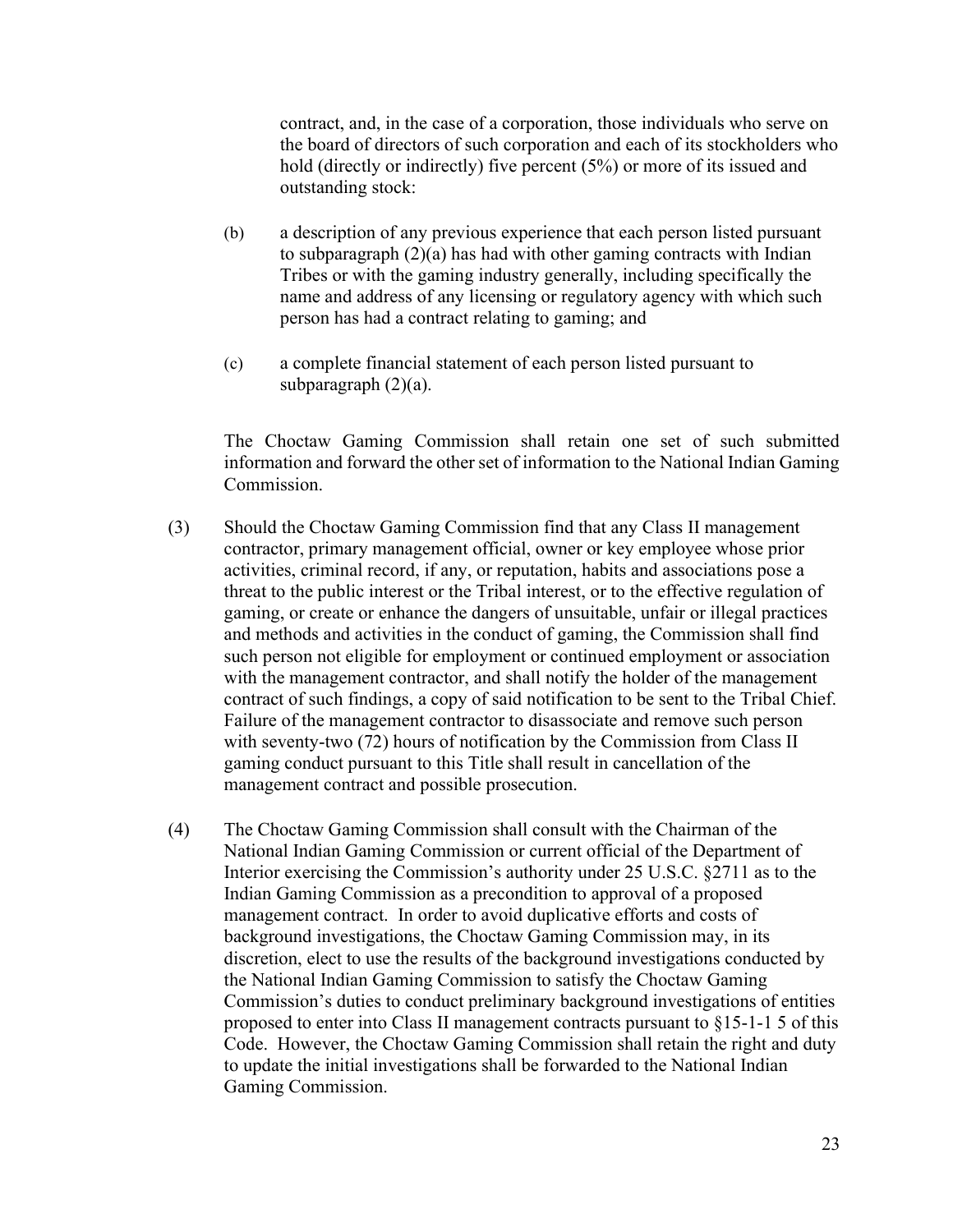contract, and, in the case of a corporation, those individuals who serve on the board of directors of such corporation and each of its stockholders who hold (directly or indirectly) five percent (5%) or more of its issued and outstanding stock:

(b) a description of any previous experience that each person listed pursuant to subparagraph (2)(a) has had with other gaming contracts with Indian Tribes or with the gaming industry generally, including specifically the name and address of any licensing or regulatory agency with which such person has had a contract relating to gaming; and

(c) a complete financial statement of each person listed pursuant to subparagraph (2)(a).

The Choctaw Gaming Commission shall retain one set of such submitted information and forward the other set of information to the National Indian Gaming Commission.

(3) Should the Choctaw Gaming Commission find that any Class II management contractor, primary management official, owner or key employee whose prior activities, criminal record, if any, or reputation, habits and associations pose a threat to the public interest or the Tribal interest, or to the effective regulation of gaming, or create or enhance the dangers of unsuitable, unfair or illegal practices and methods and activities in the conduct of gaming, the Commission shall find such person not eligible for employment or continued employment or association with the management contractor, and shall notify the holder of the management contract of such findings, a copy of said notification to be sent to the Tribal Chief. Failure of the management contractor to disassociate and remove such person with seventy-two (72) hours of notification by the Commission from Class II gaming conduct pursuant to this Title shall result in cancellation of the management contract and possible prosecution.

(4) The Choctaw Gaming Commission shall consult with the Chairman of the National Indian Gaming Commission or current official of the Department of Interior exercising the Commission's authority under 25 U.S.C. §2711 as to the Indian Gaming Commission as a precondition to approval of a proposed management contract. In order to avoid duplicative efforts and costs of background investigations, the Choctaw Gaming Commission may, in its discretion, elect to use the results of the background investigations conducted by the National Indian Gaming Commission to satisfy the Choctaw Gaming Commission's duties to conduct preliminary background investigations of entities proposed to enter into Class II management contracts pursuant to §15-1-1 5 of this Code. However, the Choctaw Gaming Commission shall retain the right and duty to update the initial investigations shall be forwarded to the National Indian Gaming Commission.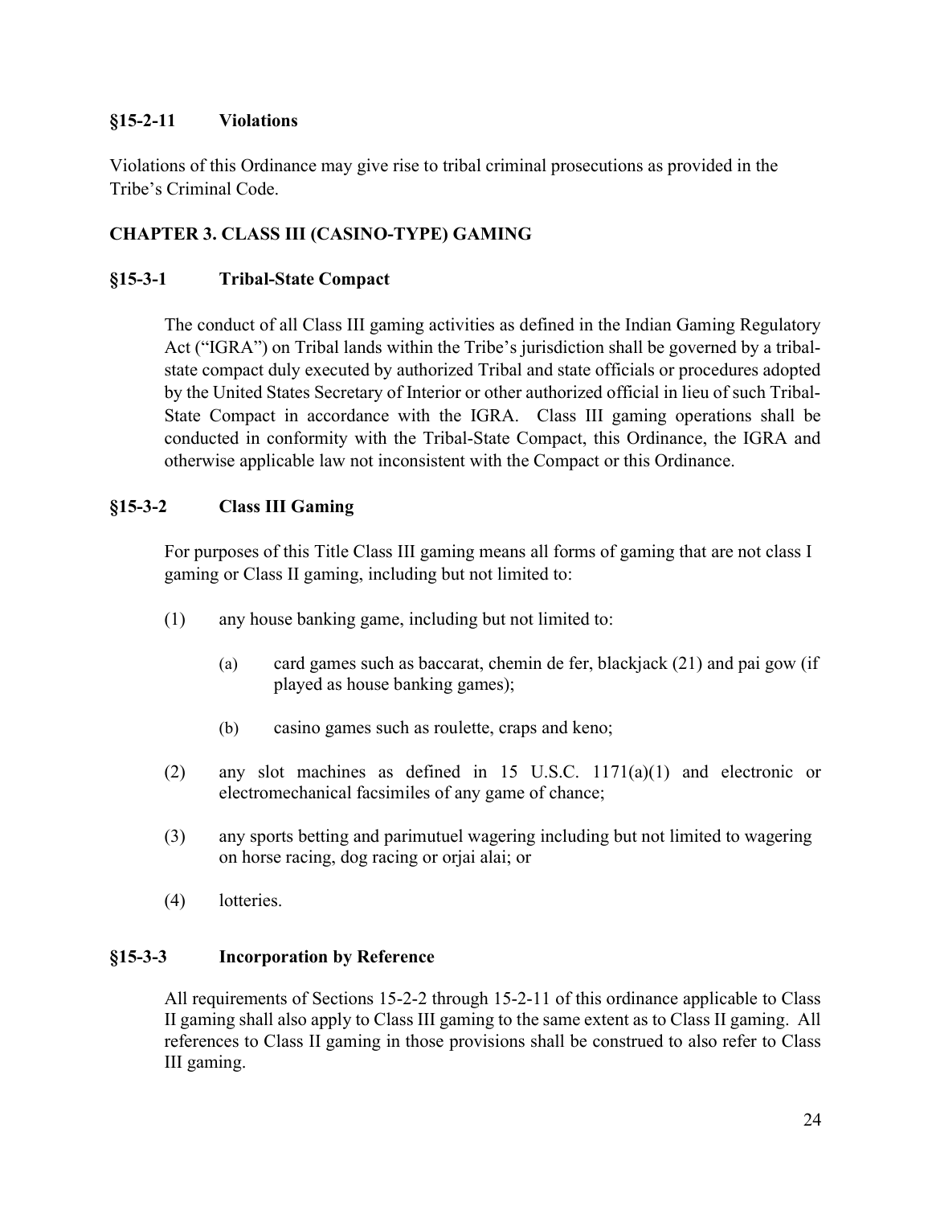### §15-2-11 Violations

Violations of this Ordinance may give rise to tribal criminal prosecutions as provided in the Tribe's Criminal Code.

## CHAPTER 3. CLASS III (CASINO-TYPE) GAMING

### §15-3-1 Tribal-State Compact

The conduct of all Class III gaming activities as defined in the Indian Gaming Regulatory Act ("IGRA") on Tribal lands within the Tribe's jurisdiction shall be governed by a tribal-state compact duly executed by authorized Tribal and state officials or procedures adopted by the United States Secretary of Interior or other authorized official in lieu of such Tribal-State Compact in accordance with the IGRA. Class III gaming operations shall be conducted in conformity with the Tribal-State Compact, this Ordinance, the IGRA and otherwise applicable law not inconsistent with the Compact or this Ordinance.

### §15-3-2 Class III Gaming

For purposes of this Title Class III gaming means all forms of gaming that are not class I gaming or Class II gaming, including but not limited to:

(1) any house banking game, including but not limited to:

  (a) card games such as baccarat, chemin de fer, blackjack (21) and pai gow (if played as house banking games);

  (b) casino games such as roulette, craps and keno;

(2) any slot machines as defined in 15 U.S.C. 1171(a)(1) and electronic or electromechanical facsimiles of any game of chance;

(3) any sports betting and parimutuel wagering including but not limited to wagering on horse racing, dog racing or orjai alai; or

(4) lotteries.

### §15-3-3 Incorporation by Reference

All requirements of Sections 15-2-2 through 15-2-11 of this ordinance applicable to Class II gaming shall also apply to Class III gaming to the same extent as to Class II gaming. All references to Class II gaming in those provisions shall be construed to also refer to Class III gaming.